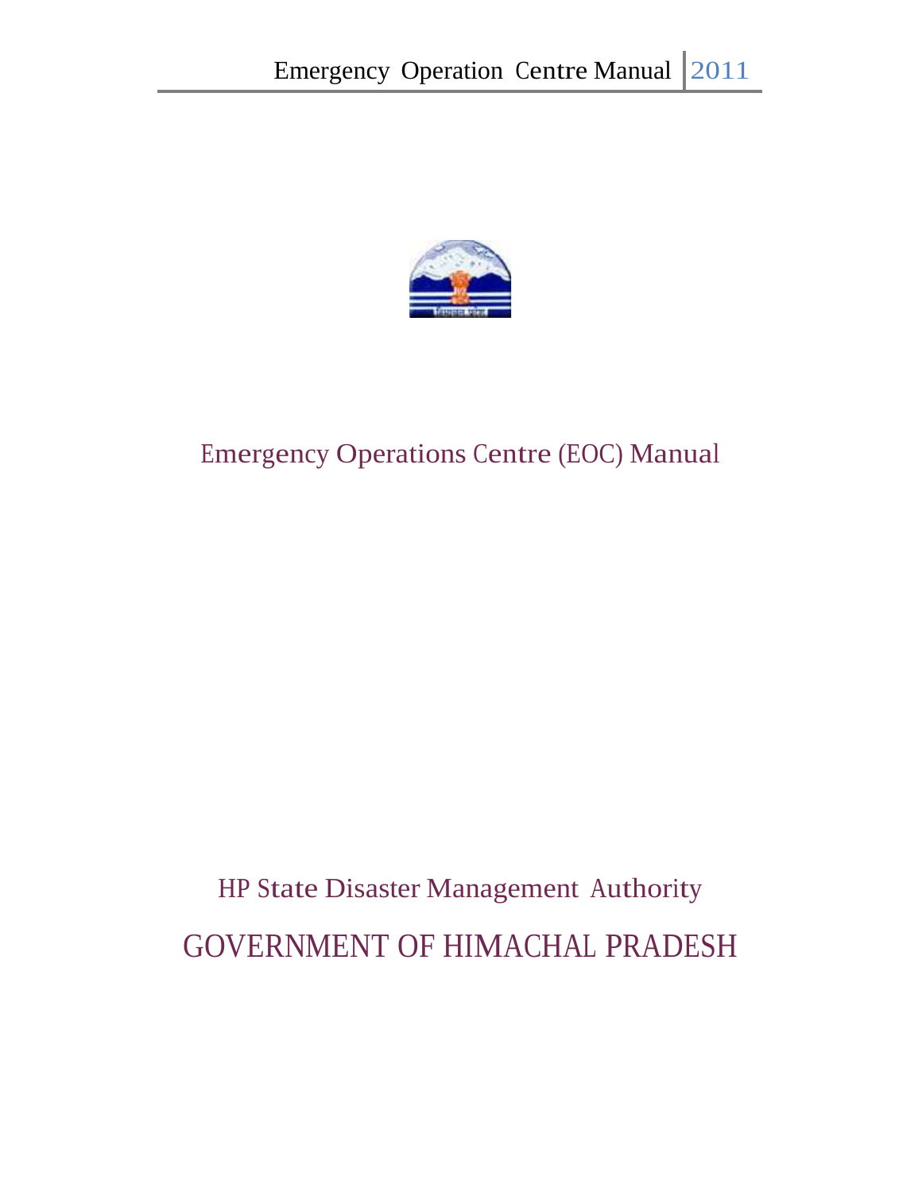# Emergency Operations Centre (EOC) Manual

HP State Disaster Management Authority

GOVERNMENT OF HIMACHAL PRADESH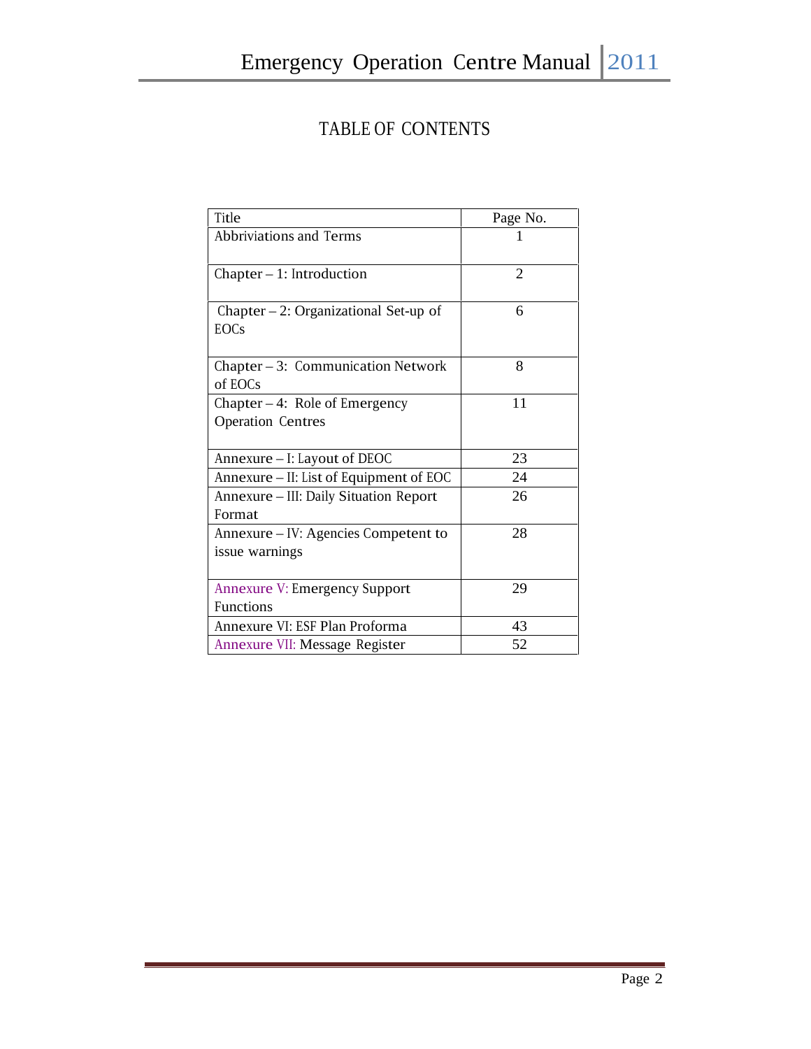# TABLE OF CONTENTS

| Title | Page No. |
| --- | --- |
| Abbriviations and Terms | 1 |
| Chapter – 1: Introduction | 2 |
| Chapter – 2: Organizational Set-up of EOCs | 6 |
| Chapter – 3: Communication Network of EOCs | 8 |
| Chapter – 4: Role of Emergency Operation Centres | 11 |
| Annexure – I: Layout of DEOC | 23 |
| Annexure – II: List of Equipment of EOC | 24 |
| Annexure – III: Daily Situation Report Format | 26 |
| Annexure – IV: Agencies Competent to issue warnings | 28 |
| Annexure V: Emergency Support Functions | 29 |
| Annexure VI: ESF Plan Proforma | 43 |
| Annexure VII: Message Register | 52 |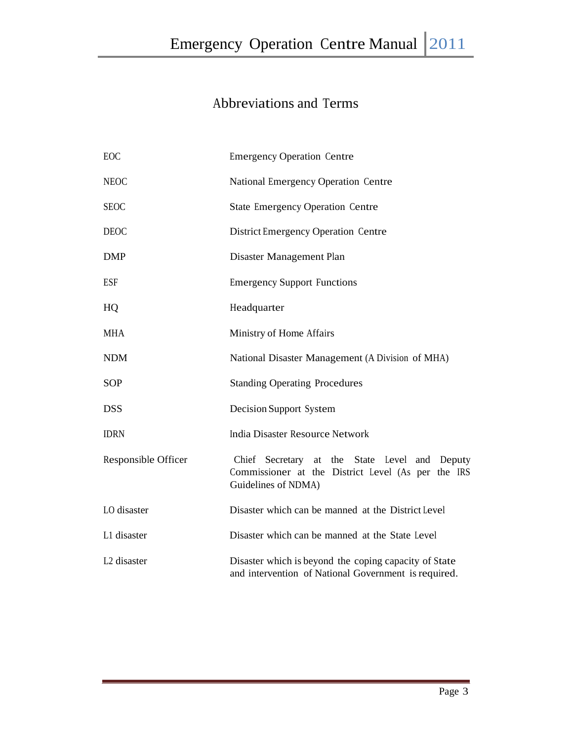# Abbreviations and Terms

| | |
|---|---|
| EOC | Emergency Operation Centre |
| NEOC | National Emergency Operation Centre |
| SEOC | State Emergency Operation Centre |
| DEOC | District Emergency Operation Centre |
| DMP | Disaster Management Plan |
| ESF | Emergency Support Functions |
| HQ | Headquarter |
| MHA | Ministry of Home Affairs |
| NDM | National Disaster Management (A Division of MHA) |
| SOP | Standing Operating Procedures |
| DSS | Decision Support System |
| IDRN | India Disaster Resource Network |
| Responsible Officer | Chief Secretary at the State Level and Deputy Commissioner at the District Level (As per the IRS Guidelines of NDMA) |
| LO disaster | Disaster which can be manned at the District Level |
| L1 disaster | Disaster which can be manned at the State Level |
| L2 disaster | Disaster which is beyond the coping capacity of State and intervention of National Government is required. |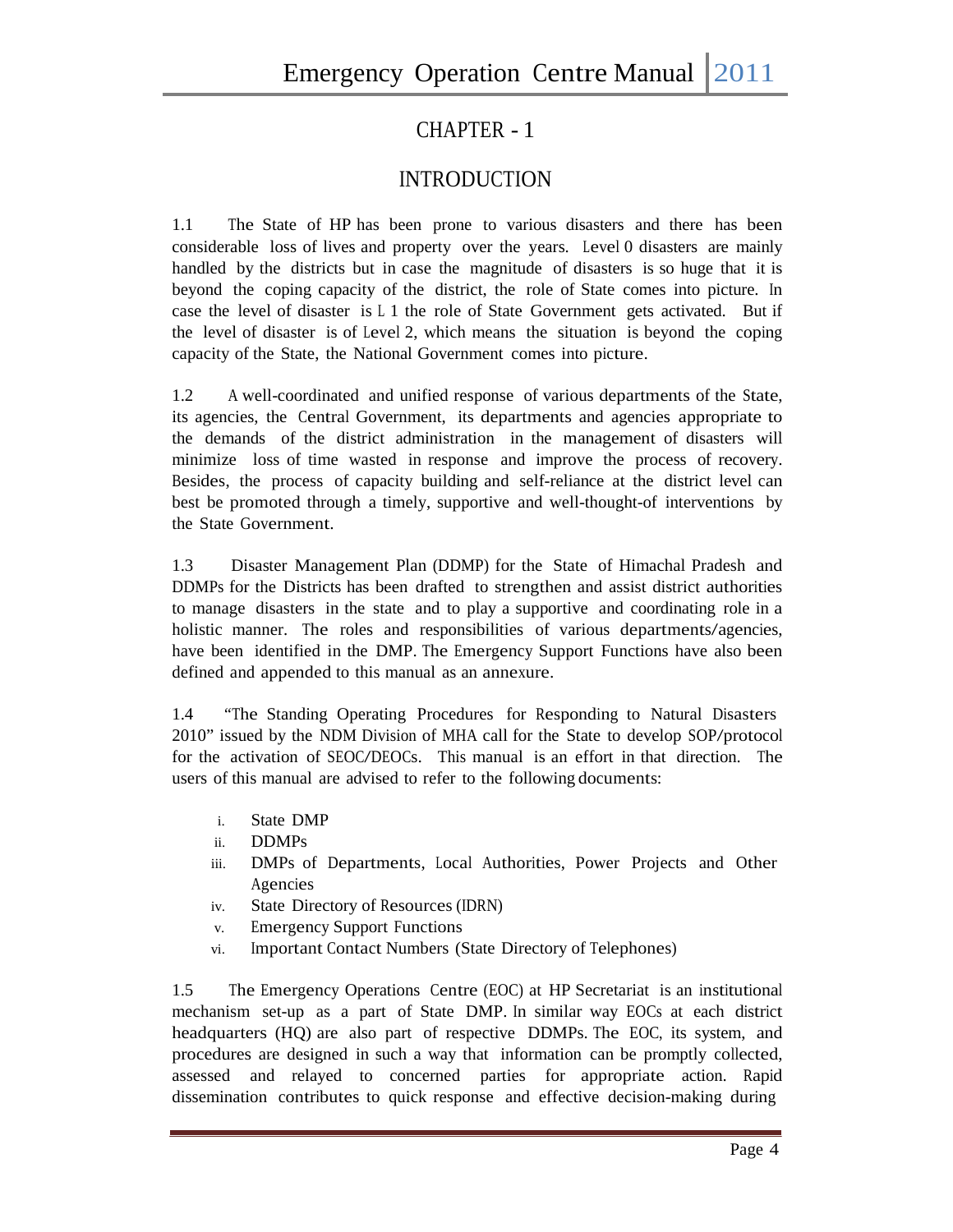# CHAPTER - 1

## INTRODUCTION

1.1 The State of HP has been prone to various disasters and there has been considerable loss of lives and property over the years. Level 0 disasters are mainly handled by the districts but in case the magnitude of disasters is so huge that it is beyond the coping capacity of the district, the role of State comes into picture. In case the level of disaster is L 1 the role of State Government gets activated. But if the level of disaster is of Level 2, which means the situation is beyond the coping capacity of the State, the National Government comes into picture.

1.2 A well-coordinated and unified response of various departments of the State, its agencies, the Central Government, its departments and agencies appropriate to the demands of the district administration in the management of disasters will minimize loss of time wasted in response and improve the process of recovery. Besides, the process of capacity building and self-reliance at the district level can best be promoted through a timely, supportive and well-thought-of interventions by the State Government.

1.3 Disaster Management Plan (DDMP) for the State of Himachal Pradesh and DDMPs for the Districts has been drafted to strengthen and assist district authorities to manage disasters in the state and to play a supportive and coordinating role in a holistic manner. The roles and responsibilities of various departments/agencies, have been identified in the DMP. The Emergency Support Functions have also been defined and appended to this manual as an annexure.

1.4 "The Standing Operating Procedures for Responding to Natural Disasters 2010" issued by the NDM Division of MHA call for the State to develop SOP/protocol for the activation of SEOC/DEOCs. This manual is an effort in that direction. The users of this manual are advised to refer to the following documents:

i. State DMP
ii. DDMPs
iii. DMPs of Departments, Local Authorities, Power Projects and Other Agencies
iv. State Directory of Resources (IDRN)
v. Emergency Support Functions
vi. Important Contact Numbers (State Directory of Telephones)

1.5 The Emergency Operations Centre (EOC) at HP Secretariat is an institutional mechanism set-up as a part of State DMP. In similar way EOCs at each district headquarters (HQ) are also part of respective DDMPs. The EOC, its system, and procedures are designed in such a way that information can be promptly collected, assessed and relayed to concerned parties for appropriate action. Rapid dissemination contributes to quick response and effective decision-making during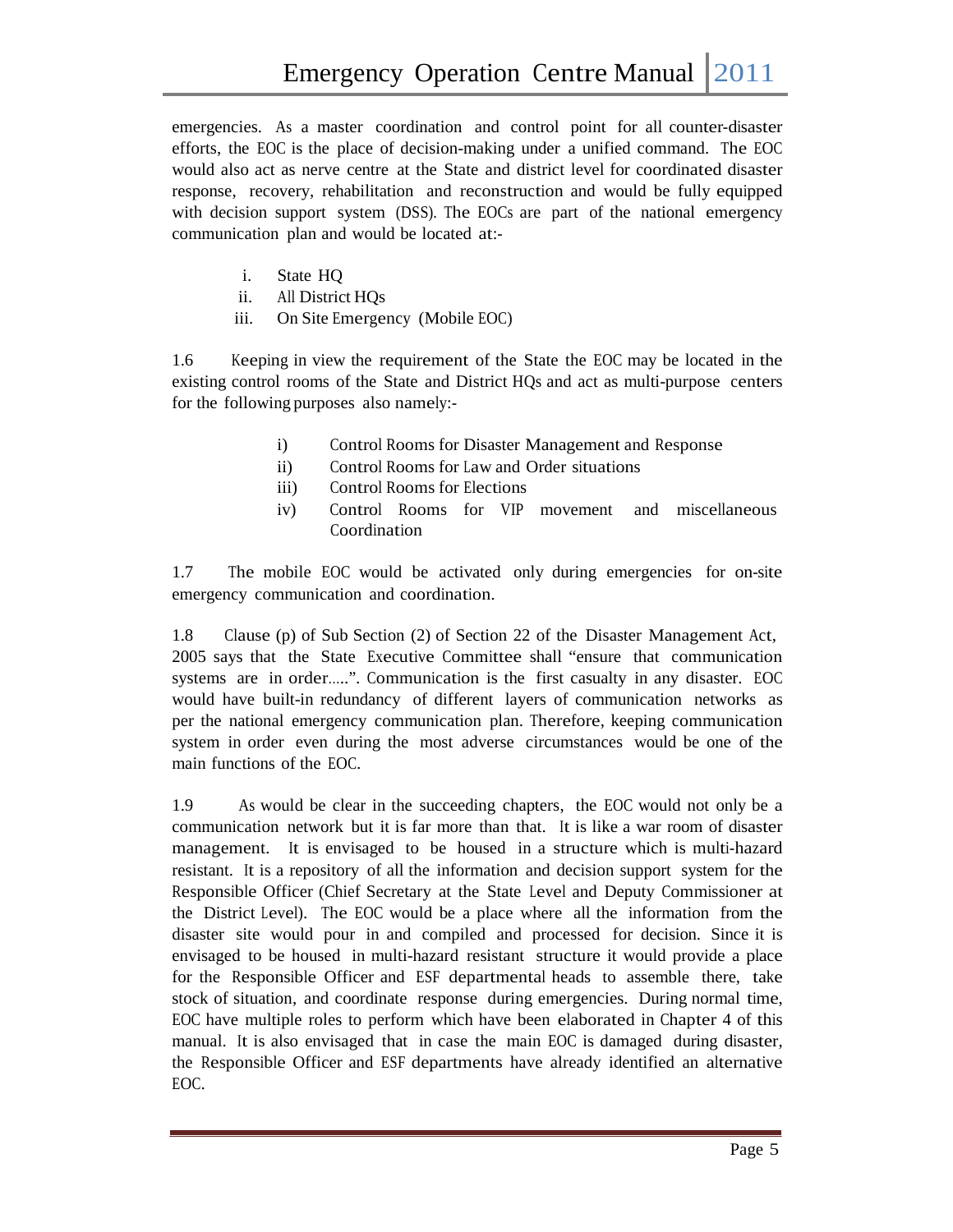emergencies. As a master coordination and control point for all counter-disaster efforts, the EOC is the place of decision-making under a unified command. The EOC would also act as nerve centre at the State and district level for coordinated disaster response, recovery, rehabilitation and reconstruction and would be fully equipped with decision support system (DSS). The EOCs are part of the national emergency communication plan and would be located at:-

i. State HQ
ii. All District HQs
iii. On Site Emergency (Mobile EOC)

1.6 Keeping in view the requirement of the State the EOC may be located in the existing control rooms of the State and District HQs and act as multi-purpose centers for the following purposes also namely:-

i) Control Rooms for Disaster Management and Response
ii) Control Rooms for Law and Order situations
iii) Control Rooms for Elections
iv) Control Rooms for VIP movement and miscellaneous Coordination

1.7 The mobile EOC would be activated only during emergencies for on-site emergency communication and coordination.

1.8 Clause (p) of Sub Section (2) of Section 22 of the Disaster Management Act, 2005 says that the State Executive Committee shall "ensure that communication systems are in order.....". Communication is the first casualty in any disaster. EOC would have built-in redundancy of different layers of communication networks as per the national emergency communication plan. Therefore, keeping communication system in order even during the most adverse circumstances would be one of the main functions of the EOC.

1.9 As would be clear in the succeeding chapters, the EOC would not only be a communication network but it is far more than that. It is like a war room of disaster management. It is envisaged to be housed in a structure which is multi-hazard resistant. It is a repository of all the information and decision support system for the Responsible Officer (Chief Secretary at the State Level and Deputy Commissioner at the District Level). The EOC would be a place where all the information from the disaster site would pour in and compiled and processed for decision. Since it is envisaged to be housed in multi-hazard resistant structure it would provide a place for the Responsible Officer and ESF departmental heads to assemble there, take stock of situation, and coordinate response during emergencies. During normal time, EOC have multiple roles to perform which have been elaborated in Chapter 4 of this manual. It is also envisaged that in case the main EOC is damaged during disaster, the Responsible Officer and ESF departments have already identified an alternative EOC.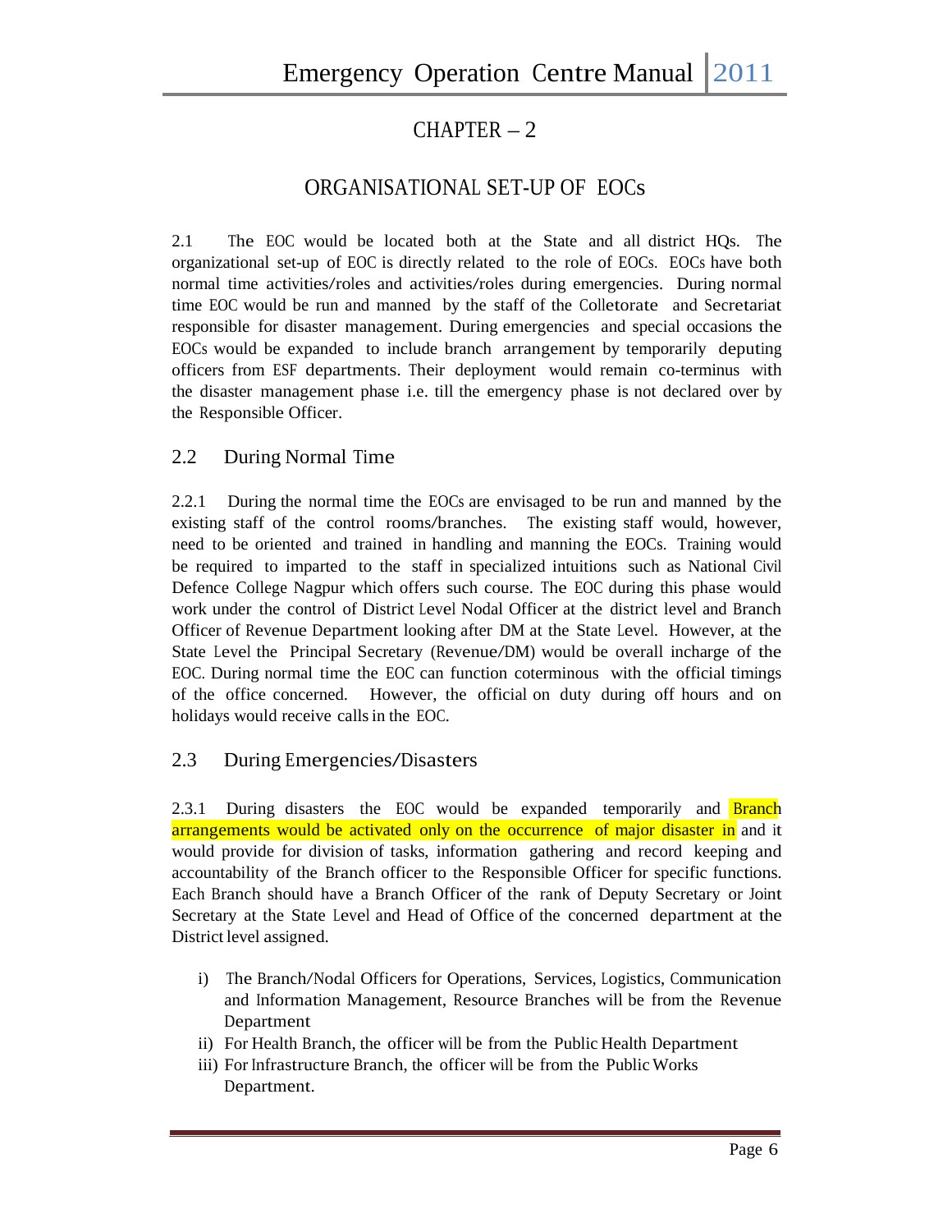# CHAPTER – 2

## ORGANISATIONAL SET-UP OF EOCs

2.1 The EOC would be located both at the State and all district HQs. The organizational set-up of EOC is directly related to the role of EOCs. EOCs have both normal time activities/roles and activities/roles during emergencies. During normal time EOC would be run and manned by the staff of the Colletorate and Secretariat responsible for disaster management. During emergencies and special occasions the EOCs would be expanded to include branch arrangement by temporarily deputing officers from ESF departments. Their deployment would remain co-terminus with the disaster management phase i.e. till the emergency phase is not declared over by the Responsible Officer.

### 2.2 During Normal Time

2.2.1 During the normal time the EOCs are envisaged to be run and manned by the existing staff of the control rooms/branches. The existing staff would, however, need to be oriented and trained in handling and manning the EOCs. Training would be required to imparted to the staff in specialized intuitions such as National Civil Defence College Nagpur which offers such course. The EOC during this phase would work under the control of District Level Nodal Officer at the district level and Branch Officer of Revenue Department looking after DM at the State Level. However, at the State Level the Principal Secretary (Revenue/DM) would be overall incharge of the EOC. During normal time the EOC can function coterminous with the official timings of the office concerned. However, the official on duty during off hours and on holidays would receive calls in the EOC.

### 2.3 During Emergencies/Disasters

2.3.1 During disasters the EOC would be expanded temporarily and Branch arrangements would be activated only on the occurrence of major disaster in and it would provide for division of tasks, information gathering and record keeping and accountability of the Branch officer to the Responsible Officer for specific functions. Each Branch should have a Branch Officer of the rank of Deputy Secretary or Joint Secretary at the State Level and Head of Office of the concerned department at the District level assigned.

i) The Branch/Nodal Officers for Operations, Services, Logistics, Communication and Information Management, Resource Branches will be from the Revenue Department

ii) For Health Branch, the officer will be from the Public Health Department

iii) For Infrastructure Branch, the officer will be from the Public Works Department.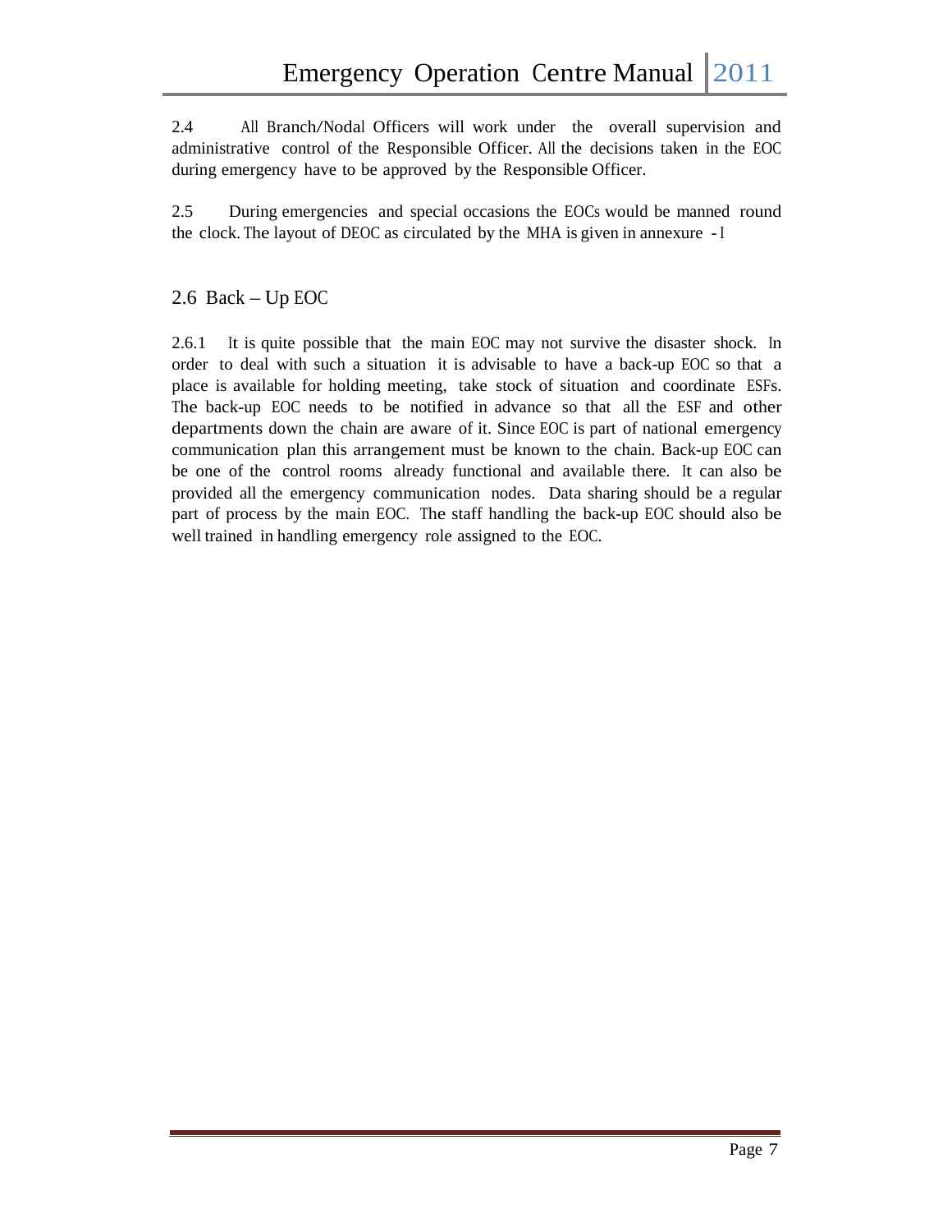2.4 All Branch/Nodal Officers will work under the overall supervision and administrative control of the Responsible Officer. All the decisions taken in the EOC during emergency have to be approved by the Responsible Officer.

2.5 During emergencies and special occasions the EOCs would be manned round the clock. The layout of DEOC as circulated by the MHA is given in annexure - I

## 2.6 Back – Up EOC

2.6.1 It is quite possible that the main EOC may not survive the disaster shock. In order to deal with such a situation it is advisable to have a back-up EOC so that a place is available for holding meeting, take stock of situation and coordinate ESFs. The back-up EOC needs to be notified in advance so that all the ESF and other departments down the chain are aware of it. Since EOC is part of national emergency communication plan this arrangement must be known to the chain. Back-up EOC can be one of the control rooms already functional and available there. It can also be provided all the emergency communication nodes. Data sharing should be a regular part of process by the main EOC. The staff handling the back-up EOC should also be well trained in handling emergency role assigned to the EOC.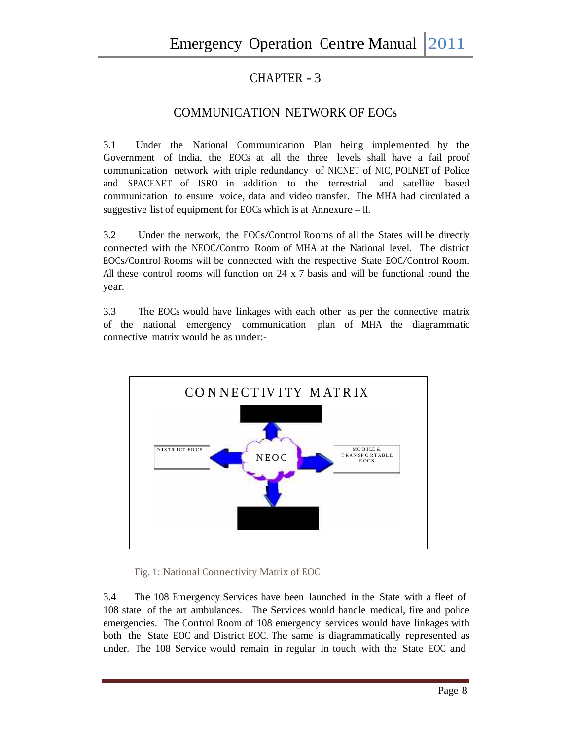# CHAPTER - 3

## COMMUNICATION NETWORK OF EOCs

3.1 Under the National Communication Plan being implemented by the Government of India, the EOCs at all the three levels shall have a fail proof communication network with triple redundancy of NICNET of NIC, POLNET of Police and SPACENET of ISRO in addition to the terrestrial and satellite based communication to ensure voice, data and video transfer. The MHA had circulated a suggestive list of equipment for EOCs which is at Annexure – II.

3.2 Under the network, the EOCs/Control Rooms of all the States will be directly connected with the NEOC/Control Room of MHA at the National level. The district EOCs/Control Rooms will be connected with the respective State EOC/Control Room. All these control rooms will function on 24 x 7 basis and will be functional round the year.

3.3 The EOCs would have linkages with each other as per the connective matrix of the national emergency communication plan of MHA the diagrammatic connective matrix would be as under:-

CONNECTIVITY MATRIX

NEOC

DISTRICT EOCS

MOBILE & TRANSPORTABLE EOCS

Fig. 1: National Connectivity Matrix of EOC

3.4 The 108 Emergency Services have been launched in the State with a fleet of 108 state of the art ambulances. The Services would handle medical, fire and police emergencies. The Control Room of 108 emergency services would have linkages with both the State EOC and District EOC. The same is diagrammatically represented as under. The 108 Service would remain in regular in touch with the State EOC and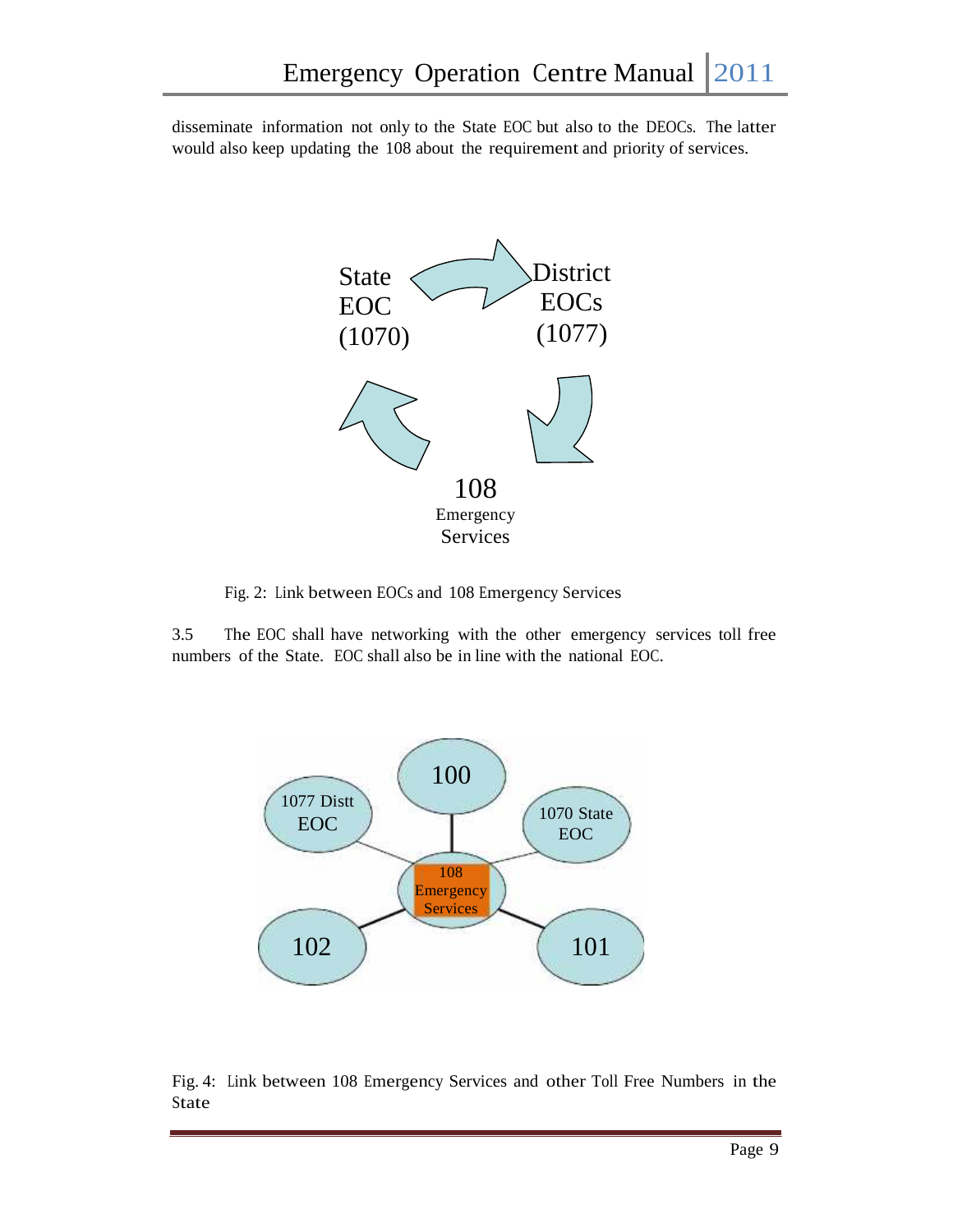disseminate information not only to the State EOC but also to the DEOCs. The latter would also keep updating the 108 about the requirement and priority of services.

State EOC (1070)

District EOCs (1077)

108 Emergency Services

Fig. 2: Link between EOCs and 108 Emergency Services

3.5 The EOC shall have networking with the other emergency services toll free numbers of the State. EOC shall also be in line with the national EOC.

100

1077 Distt EOC

1070 State EOC

108 Emergency Services

102

101

Fig. 4: Link between 108 Emergency Services and other Toll Free Numbers in the State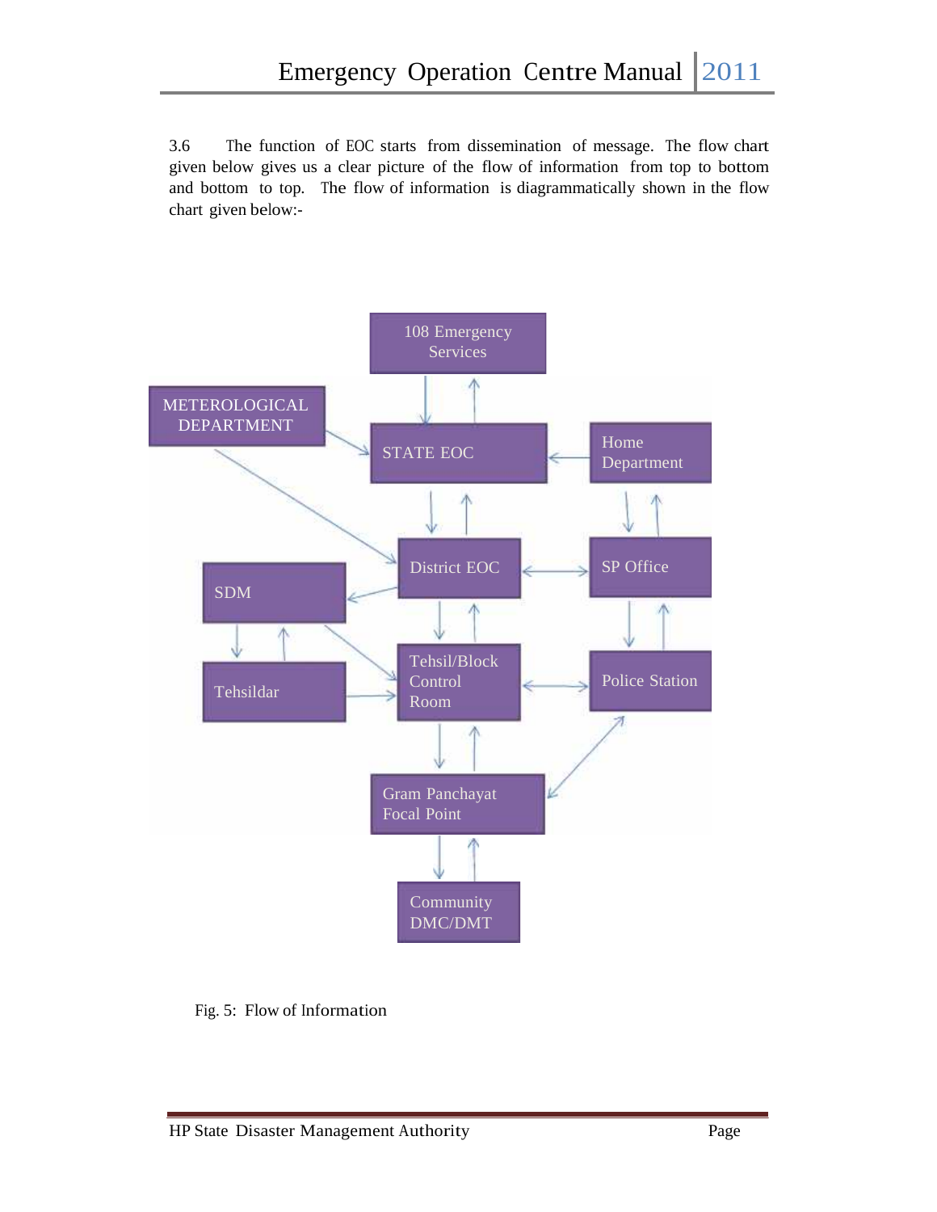3.6 The function of EOC starts from dissemination of message. The flow chart given below gives us a clear picture of the flow of information from top to bottom and bottom to top. The flow of information is diagrammatically shown in the flow chart given below:-

108 Emergency Services

METEROLOGICAL DEPARTMENT

STATE EOC

Home Department

District EOC

SP Office

SDM

Tehsildar

Tehsil/Block Control Room

Police Station

Gram Panchayat Focal Point

Community DMC/DMT

Fig. 5: Flow of Information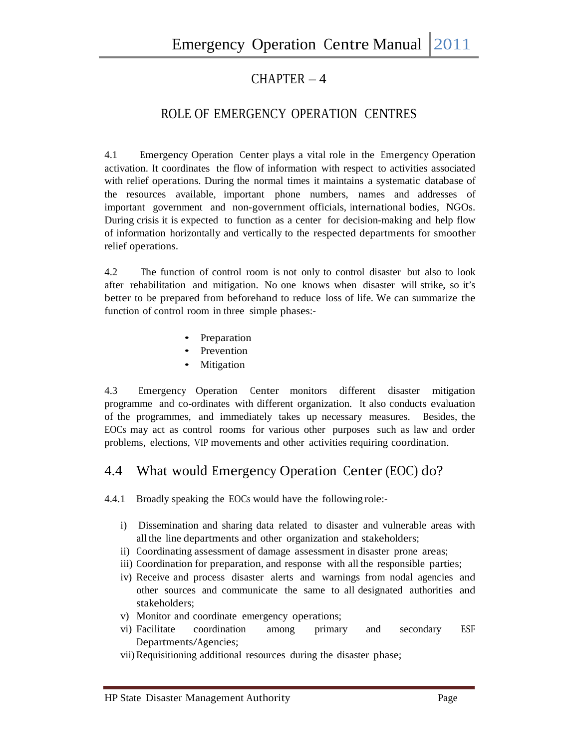# CHAPTER – 4

## ROLE OF EMERGENCY OPERATION CENTRES

4.1 Emergency Operation Center plays a vital role in the Emergency Operation activation. It coordinates the flow of information with respect to activities associated with relief operations. During the normal times it maintains a systematic database of the resources available, important phone numbers, names and addresses of important government and non-government officials, international bodies, NGOs. During crisis it is expected to function as a center for decision-making and help flow of information horizontally and vertically to the respected departments for smoother relief operations.

4.2 The function of control room is not only to control disaster but also to look after rehabilitation and mitigation. No one knows when disaster will strike, so it's better to be prepared from beforehand to reduce loss of life. We can summarize the function of control room in three simple phases:-

- Preparation
- Prevention
- Mitigation

4.3 Emergency Operation Center monitors different disaster mitigation programme and co-ordinates with different organization. It also conducts evaluation of the programmes, and immediately takes up necessary measures. Besides, the EOCs may act as control rooms for various other purposes such as law and order problems, elections, VIP movements and other activities requiring coordination.

## 4.4 What would Emergency Operation Center (EOC) do?

4.4.1 Broadly speaking the EOCs would have the following role:-

i) Dissemination and sharing data related to disaster and vulnerable areas with all the line departments and other organization and stakeholders;
ii) Coordinating assessment of damage assessment in disaster prone areas;
iii) Coordination for preparation, and response with all the responsible parties;
iv) Receive and process disaster alerts and warnings from nodal agencies and other sources and communicate the same to all designated authorities and stakeholders;
v) Monitor and coordinate emergency operations;
vi) Facilitate coordination among primary and secondary ESF Departments/Agencies;
vii) Requisitioning additional resources during the disaster phase;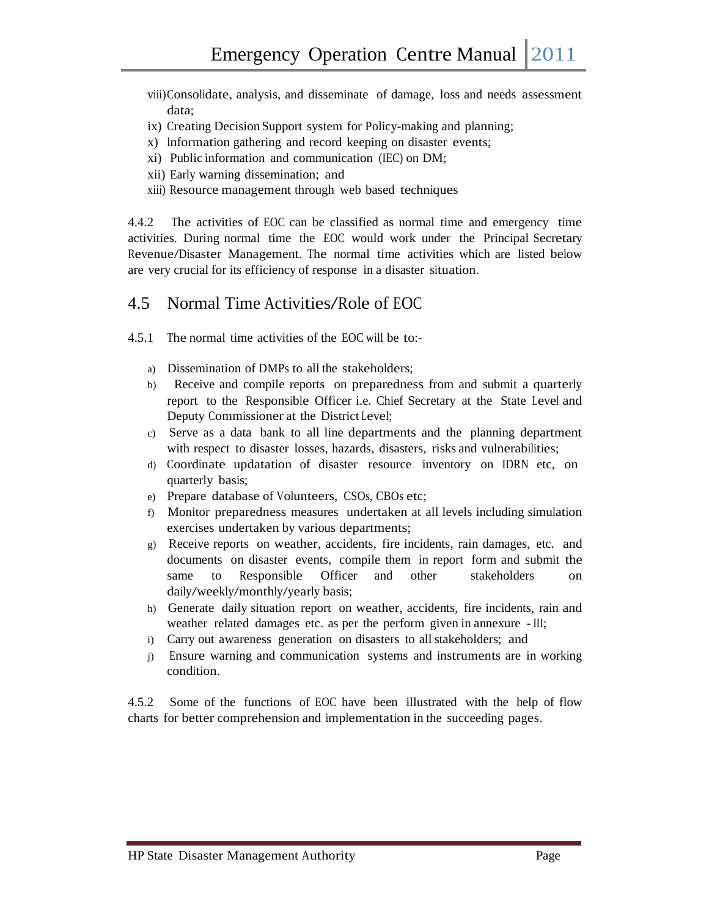viii) Consolidate, analysis, and disseminate of damage, loss and needs assessment data;

ix) Creating Decision Support system for Policy-making and planning;

x) Information gathering and record keeping on disaster events;

xi) Public information and communication (IEC) on DM;

xii) Early warning dissemination; and

xiii) Resource management through web based techniques

4.4.2 The activities of EOC can be classified as normal time and emergency time activities. During normal time the EOC would work under the Principal Secretary Revenue/Disaster Management. The normal time activities which are listed below are very crucial for its efficiency of response in a disaster situation.

## 4.5 Normal Time Activities/Role of EOC

4.5.1 The normal time activities of the EOC will be to:-

a) Dissemination of DMPs to all the stakeholders;

b) Receive and compile reports on preparedness from and submit a quarterly report to the Responsible Officer i.e. Chief Secretary at the State Level and Deputy Commissioner at the District Level;

c) Serve as a data bank to all line departments and the planning department with respect to disaster losses, hazards, disasters, risks and vulnerabilities;

d) Coordinate updatation of disaster resource inventory on IDRN etc, on quarterly basis;

e) Prepare database of Volunteers, CSOs, CBOs etc;

f) Monitor preparedness measures undertaken at all levels including simulation exercises undertaken by various departments;

g) Receive reports on weather, accidents, fire incidents, rain damages, etc. and documents on disaster events, compile them in report form and submit the same to Responsible Officer and other stakeholders on daily/weekly/monthly/yearly basis;

h) Generate daily situation report on weather, accidents, fire incidents, rain and weather related damages etc. as per the perform given in annexure - III;

i) Carry out awareness generation on disasters to all stakeholders; and

j) Ensure warning and communication systems and instruments are in working condition.

4.5.2 Some of the functions of EOC have been illustrated with the help of flow charts for better comprehension and implementation in the succeeding pages.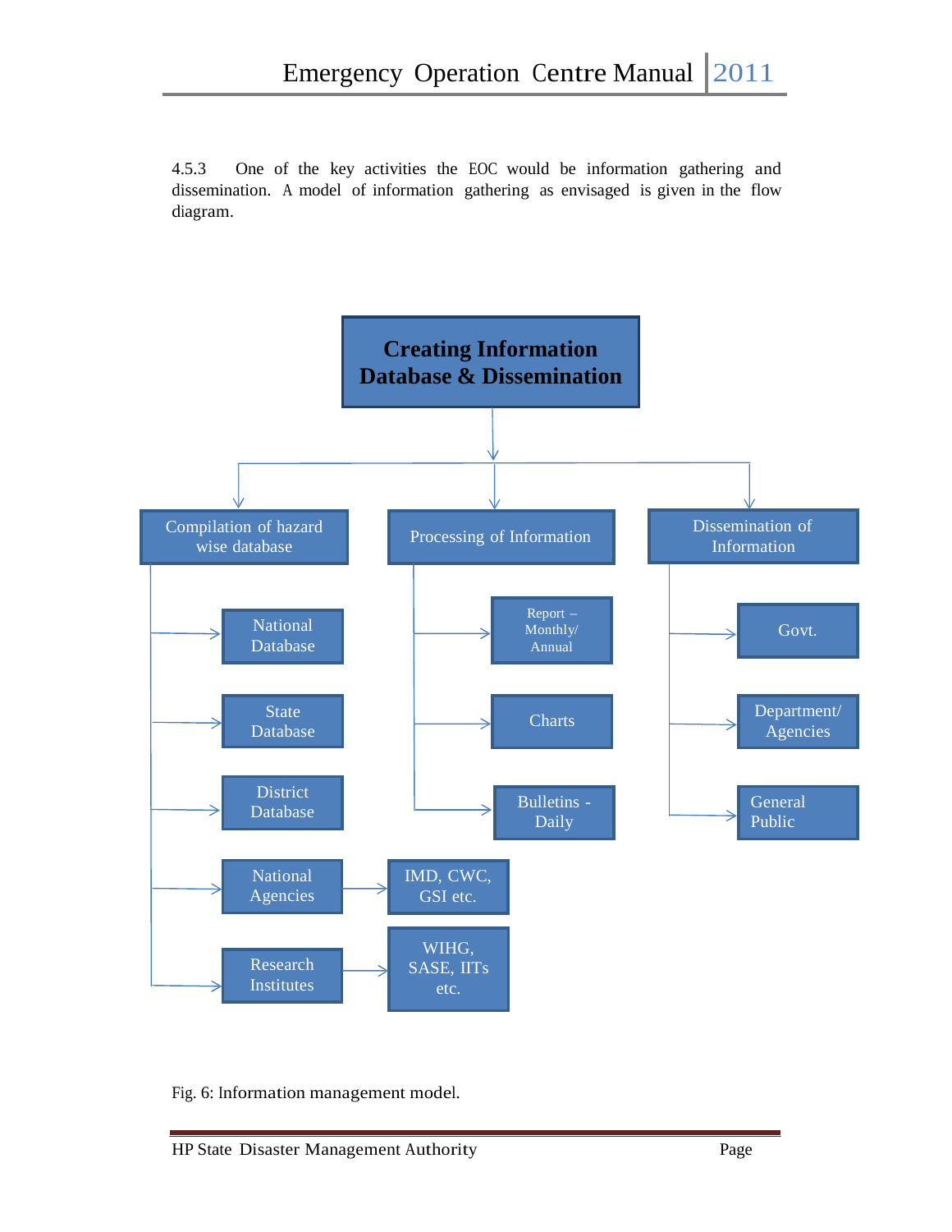4.5.3 One of the key activities the EOC would be information gathering and dissemination. A model of information gathering as envisaged is given in the flow diagram.

**Creating Information Database & Dissemination**

- Compilation of hazard wise database
  - National Database
  - State Database
  - District Database
  - National Agencies → IMD, CWC, GSI etc.
  - Research Institutes → WIHG, SASE, IITs etc.
- Processing of Information
  - Report – Monthly/ Annual
  - Charts
  - Bulletins - Daily
- Dissemination of Information
  - Govt.
  - Department/ Agencies
  - General Public

Fig. 6: Information management model.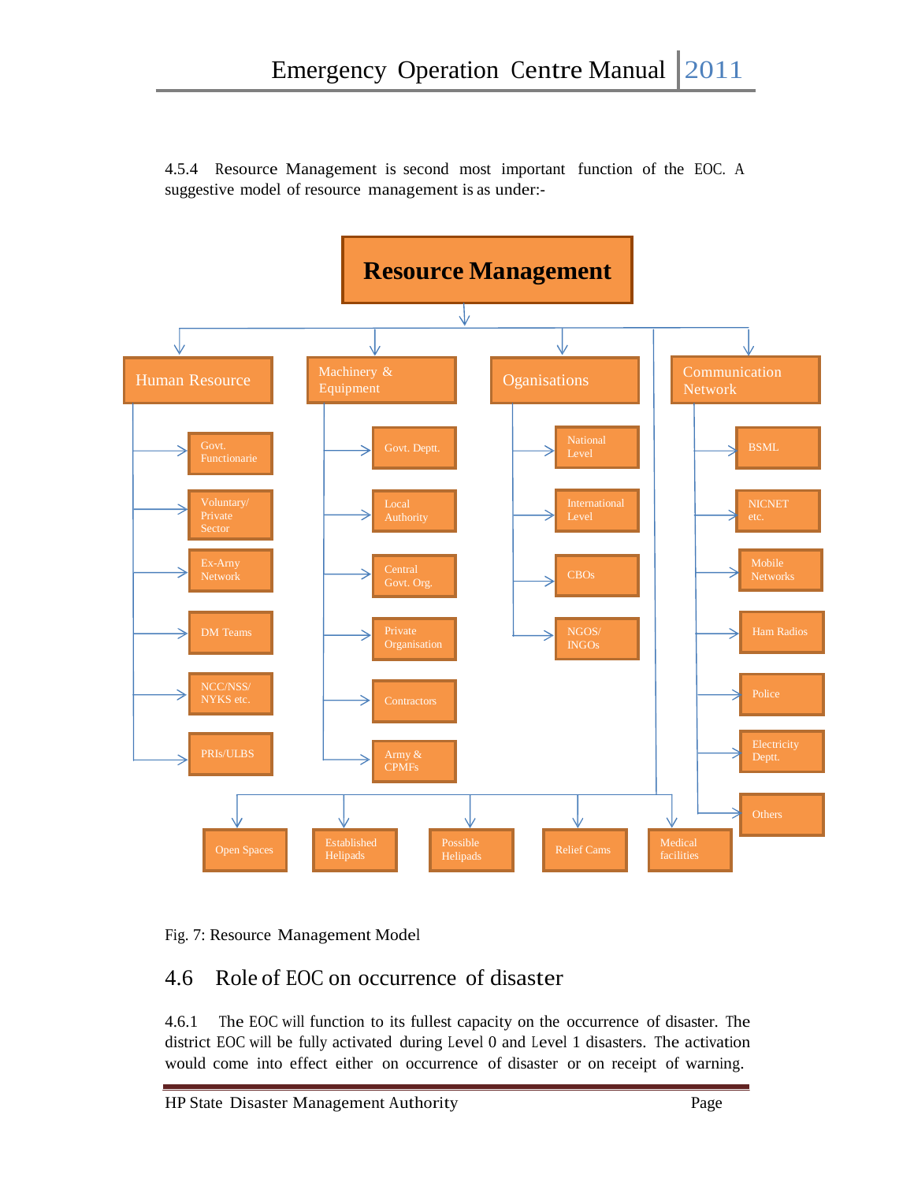4.5.4 Resource Management is second most important function of the EOC. A suggestive model of resource management is as under:-

**Resource Management**

- **Human Resource**
  - Govt. Functionarie
  - Voluntary/ Private Sector
  - Ex-Arny Network
  - DM Teams
  - NCC/NSS/ NYKS etc.
  - PRIs/ULBS
- **Machinery & Equipment**
  - Govt. Deptt.
  - Local Authority
  - Central Govt. Org.
  - Private Organisation
  - Contractors
  - Army & CPMFs
- **Oganisations**
  - National Level
  - International Level
  - CBOs
  - NGOS/ INGOs
- **Communication Network**
  - BSML
  - NICNET etc.
  - Mobile Networks
  - Ham Radios
  - Police
  - Electricity Deptt.
  - Others
- Open Spaces
- Established Helipads
- Possible Helipads
- Relief Cams
- Medical facilities

Fig. 7: Resource Management Model

## 4.6 Role of EOC on occurrence of disaster

4.6.1 The EOC will function to its fullest capacity on the occurrence of disaster. The district EOC will be fully activated during Level 0 and Level 1 disasters. The activation would come into effect either on occurrence of disaster or on receipt of warning.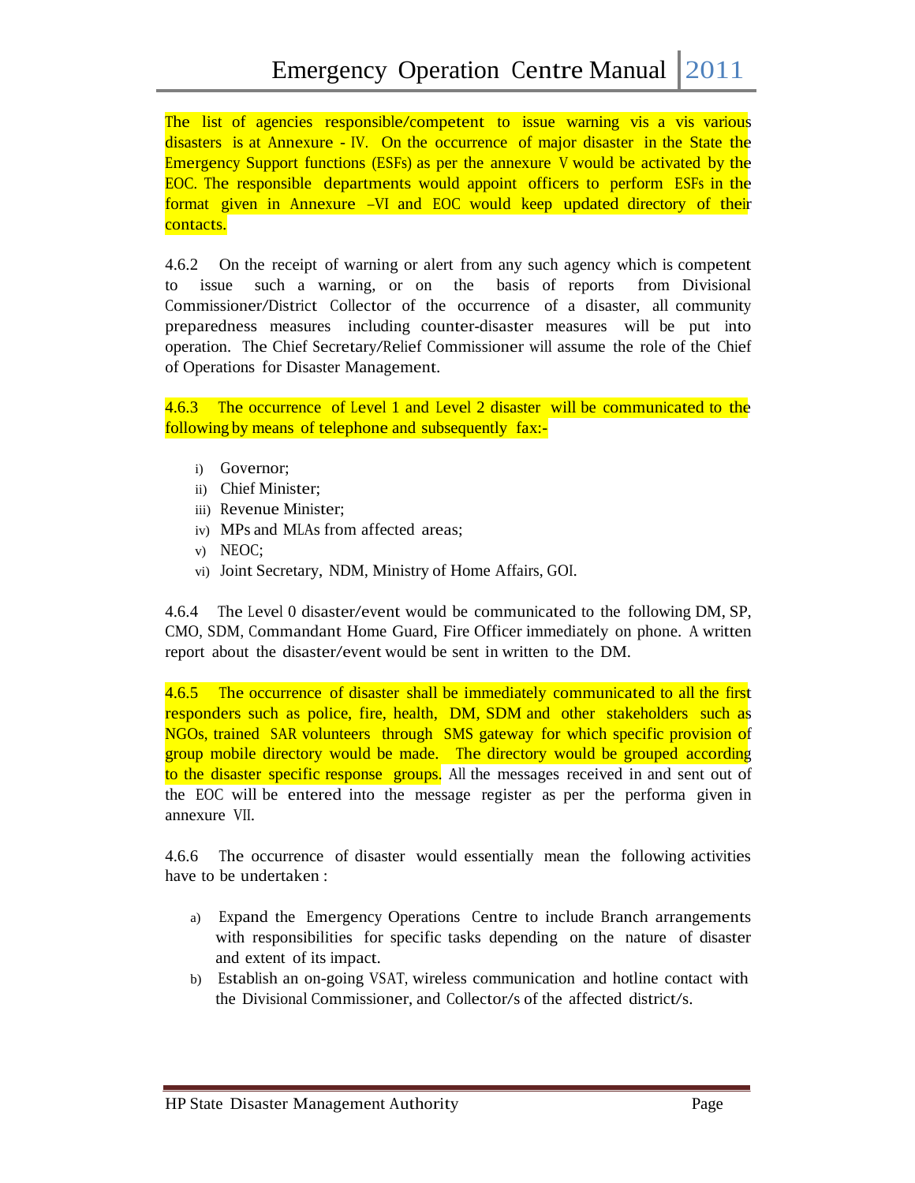The list of agencies responsible/competent to issue warning vis a vis various disasters is at Annexure - IV. On the occurrence of major disaster in the State the Emergency Support functions (ESFs) as per the annexure V would be activated by the EOC. The responsible departments would appoint officers to perform ESFs in the format given in Annexure –VI and EOC would keep updated directory of their contacts.

4.6.2 On the receipt of warning or alert from any such agency which is competent to issue such a warning, or on the basis of reports from Divisional Commissioner/District Collector of the occurrence of a disaster, all community preparedness measures including counter-disaster measures will be put into operation. The Chief Secretary/Relief Commissioner will assume the role of the Chief of Operations for Disaster Management.

4.6.3 The occurrence of Level 1 and Level 2 disaster will be communicated to the following by means of telephone and subsequently fax:-

i) Governor;
ii) Chief Minister;
iii) Revenue Minister;
iv) MPs and MLAs from affected areas;
v) NEOC;
vi) Joint Secretary, NDM, Ministry of Home Affairs, GOI.

4.6.4 The Level 0 disaster/event would be communicated to the following DM, SP, CMO, SDM, Commandant Home Guard, Fire Officer immediately on phone. A written report about the disaster/event would be sent in written to the DM.

4.6.5 The occurrence of disaster shall be immediately communicated to all the first responders such as police, fire, health, DM, SDM and other stakeholders such as NGOs, trained SAR volunteers through SMS gateway for which specific provision of group mobile directory would be made. The directory would be grouped according to the disaster specific response groups. All the messages received in and sent out of the EOC will be entered into the message register as per the performa given in annexure VII.

4.6.6 The occurrence of disaster would essentially mean the following activities have to be undertaken :

a) Expand the Emergency Operations Centre to include Branch arrangements with responsibilities for specific tasks depending on the nature of disaster and extent of its impact.
b) Establish an on-going VSAT, wireless communication and hotline contact with the Divisional Commissioner, and Collector/s of the affected district/s.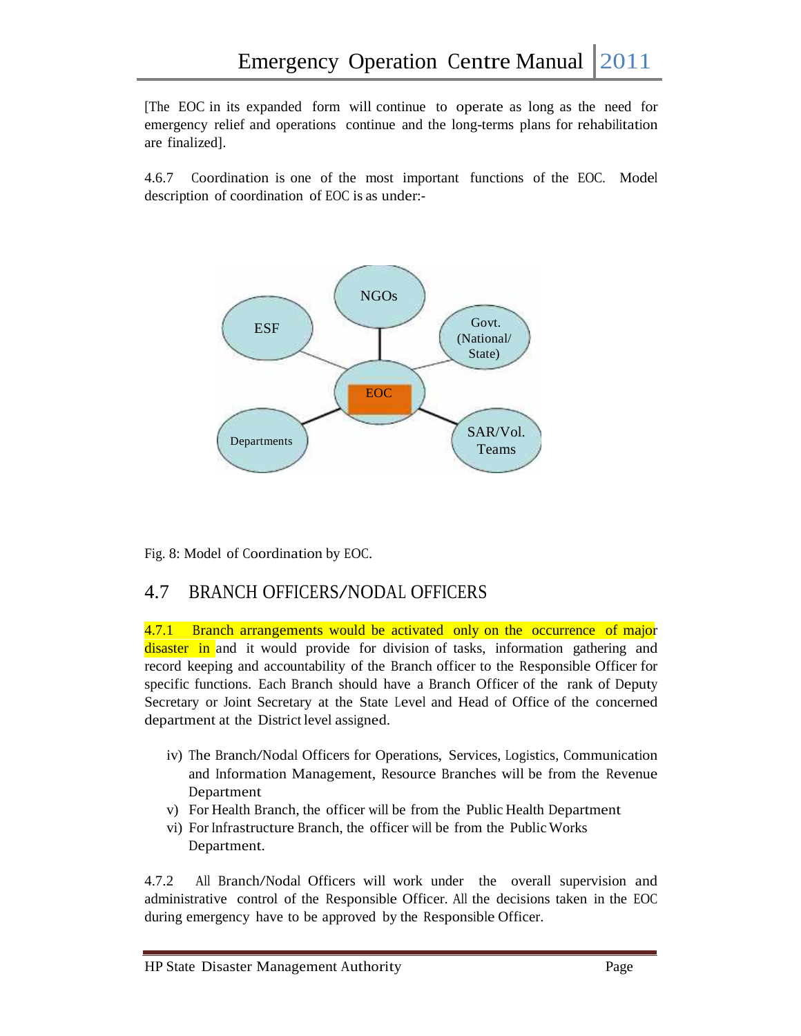[The EOC in its expanded form will continue to operate as long as the need for emergency relief and operations continue and the long-terms plans for rehabilitation are finalized].

4.6.7 Coordination is one of the most important functions of the EOC. Model description of coordination of EOC is as under:-

Fig. 8: Model of Coordination by EOC.

## 4.7 BRANCH OFFICERS/NODAL OFFICERS

4.7.1 Branch arrangements would be activated only on the occurrence of major disaster in and it would provide for division of tasks, information gathering and record keeping and accountability of the Branch officer to the Responsible Officer for specific functions. Each Branch should have a Branch Officer of the rank of Deputy Secretary or Joint Secretary at the State Level and Head of Office of the concerned department at the District level assigned.

iv) The Branch/Nodal Officers for Operations, Services, Logistics, Communication and Information Management, Resource Branches will be from the Revenue Department

v) For Health Branch, the officer will be from the Public Health Department

vi) For Infrastructure Branch, the officer will be from the Public Works Department.

4.7.2 All Branch/Nodal Officers will work under the overall supervision and administrative control of the Responsible Officer. All the decisions taken in the EOC during emergency have to be approved by the Responsible Officer.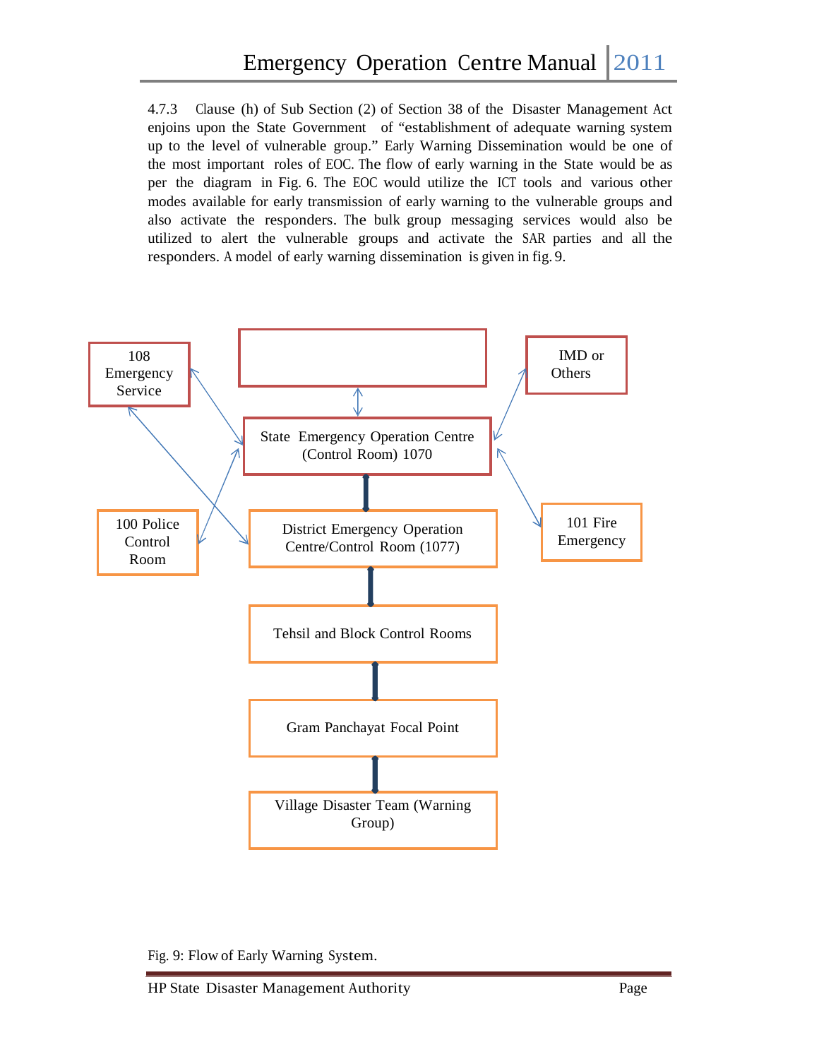4.7.3 Clause (h) of Sub Section (2) of Section 38 of the Disaster Management Act enjoins upon the State Government of "establishment of adequate warning system up to the level of vulnerable group." Early Warning Dissemination would be one of the most important roles of EOC. The flow of early warning in the State would be as per the diagram in Fig. 6. The EOC would utilize the ICT tools and various other modes available for early transmission of early warning to the vulnerable groups and also activate the responders. The bulk group messaging services would also be utilized to alert the vulnerable groups and activate the SAR parties and all the responders. A model of early warning dissemination is given in fig. 9.

108 Emergency Service

IMD or Others

State Emergency Operation Centre (Control Room) 1070

100 Police Control Room

District Emergency Operation Centre/Control Room (1077)

101 Fire Emergency

Tehsil and Block Control Rooms

Gram Panchayat Focal Point

Village Disaster Team (Warning Group)

Fig. 9: Flow of Early Warning System.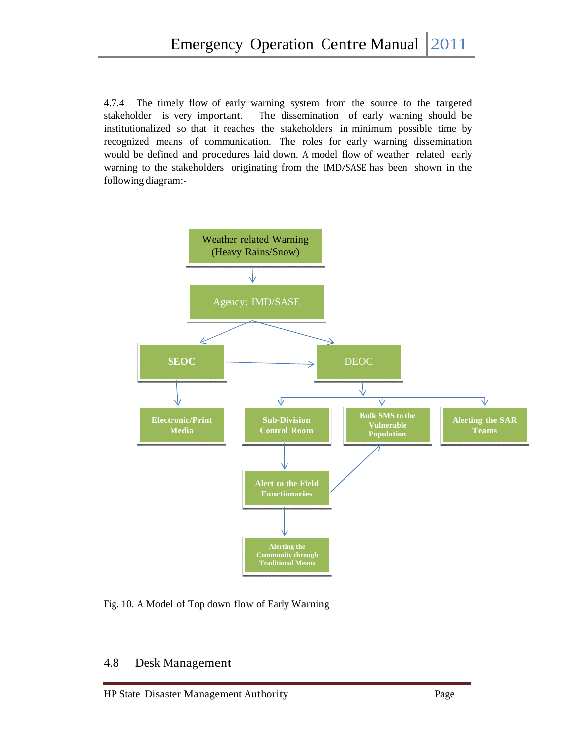4.7.4 The timely flow of early warning system from the source to the targeted stakeholder is very important. The dissemination of early warning should be institutionalized so that it reaches the stakeholders in minimum possible time by recognized means of communication. The roles for early warning dissemination would be defined and procedures laid down. A model flow of weather related early warning to the stakeholders originating from the IMD/SASE has been shown in the following diagram:-

Weather related Warning (Heavy Rains/Snow)

Agency: IMD/SASE

**SEOC**

DEOC

**Electronic/Print Media**

**Sub-Division Control Room**

**Bulk SMS to the Vulnerable Population**

**Alerting the SAR Teams**

**Alert to the Field Functionaries**

**Alerting the Community through Traditional Means**

Fig. 10. A Model of Top down flow of Early Warning

## 4.8 Desk Management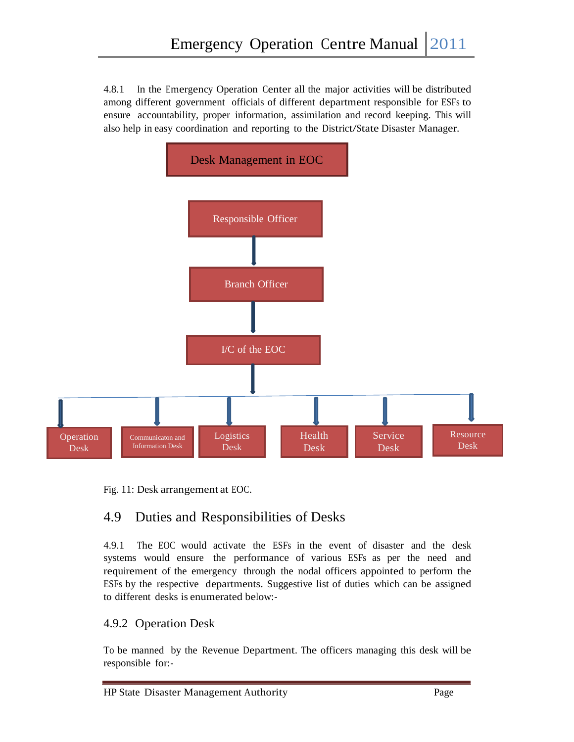4.8.1 In the Emergency Operation Center all the major activities will be distributed among different government officials of different department responsible for ESFs to ensure accountability, proper information, assimilation and record keeping. This will also help in easy coordination and reporting to the District/State Disaster Manager.

Desk Management in EOC

Responsible Officer

Branch Officer

I/C of the EOC

Operation Desk | Communicaton and Information Desk | Logistics Desk | Health Desk | Service Desk | Resource Desk

Fig. 11: Desk arrangement at EOC.

## 4.9 Duties and Responsibilities of Desks

4.9.1 The EOC would activate the ESFs in the event of disaster and the desk systems would ensure the performance of various ESFs as per the need and requirement of the emergency through the nodal officers appointed to perform the ESFs by the respective departments. Suggestive list of duties which can be assigned to different desks is enumerated below:-

### 4.9.2 Operation Desk

To be manned by the Revenue Department. The officers managing this desk will be responsible for:-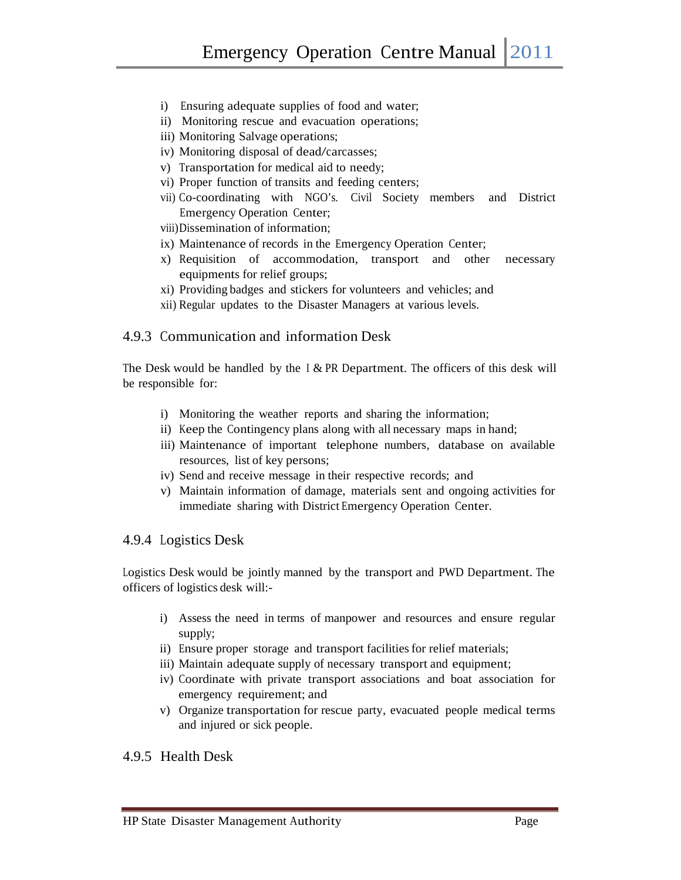i) Ensuring adequate supplies of food and water;
ii) Monitoring rescue and evacuation operations;
iii) Monitoring Salvage operations;
iv) Monitoring disposal of dead/carcasses;
v) Transportation for medical aid to needy;
vi) Proper function of transits and feeding centers;
vii) Co-coordinating with NGO's. Civil Society members and District Emergency Operation Center;
viii) Dissemination of information;
ix) Maintenance of records in the Emergency Operation Center;
x) Requisition of accommodation, transport and other necessary equipments for relief groups;
xi) Providing badges and stickers for volunteers and vehicles; and
xii) Regular updates to the Disaster Managers at various levels.

### 4.9.3 Communication and information Desk

The Desk would be handled by the I & PR Department. The officers of this desk will be responsible for:

i) Monitoring the weather reports and sharing the information;
ii) Keep the Contingency plans along with all necessary maps in hand;
iii) Maintenance of important telephone numbers, database on available resources, list of key persons;
iv) Send and receive message in their respective records; and
v) Maintain information of damage, materials sent and ongoing activities for immediate sharing with District Emergency Operation Center.

### 4.9.4 Logistics Desk

Logistics Desk would be jointly manned by the transport and PWD Department. The officers of logistics desk will:-

i) Assess the need in terms of manpower and resources and ensure regular supply;
ii) Ensure proper storage and transport facilities for relief materials;
iii) Maintain adequate supply of necessary transport and equipment;
iv) Coordinate with private transport associations and boat association for emergency requirement; and
v) Organize transportation for rescue party, evacuated people medical terms and injured or sick people.

### 4.9.5 Health Desk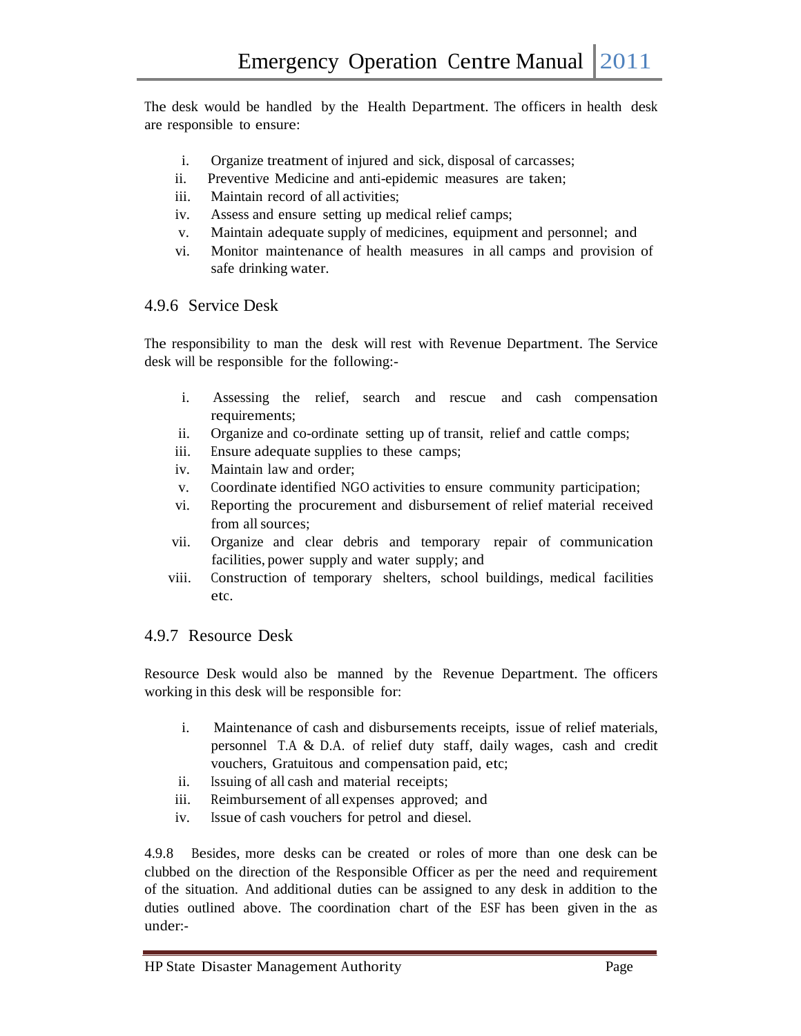The desk would be handled by the Health Department. The officers in health desk are responsible to ensure:

i. Organize treatment of injured and sick, disposal of carcasses;
ii. Preventive Medicine and anti-epidemic measures are taken;
iii. Maintain record of all activities;
iv. Assess and ensure setting up medical relief camps;
v. Maintain adequate supply of medicines, equipment and personnel; and
vi. Monitor maintenance of health measures in all camps and provision of safe drinking water.

### 4.9.6 Service Desk

The responsibility to man the desk will rest with Revenue Department. The Service desk will be responsible for the following:-

i. Assessing the relief, search and rescue and cash compensation requirements;
ii. Organize and co-ordinate setting up of transit, relief and cattle comps;
iii. Ensure adequate supplies to these camps;
iv. Maintain law and order;
v. Coordinate identified NGO activities to ensure community participation;
vi. Reporting the procurement and disbursement of relief material received from all sources;
vii. Organize and clear debris and temporary repair of communication facilities, power supply and water supply; and
viii. Construction of temporary shelters, school buildings, medical facilities etc.

### 4.9.7 Resource Desk

Resource Desk would also be manned by the Revenue Department. The officers working in this desk will be responsible for:

i. Maintenance of cash and disbursements receipts, issue of relief materials, personnel T.A & D.A. of relief duty staff, daily wages, cash and credit vouchers, Gratuitous and compensation paid, etc;
ii. Issuing of all cash and material receipts;
iii. Reimbursement of all expenses approved; and
iv. Issue of cash vouchers for petrol and diesel.

4.9.8 Besides, more desks can be created or roles of more than one desk can be clubbed on the direction of the Responsible Officer as per the need and requirement of the situation. And additional duties can be assigned to any desk in addition to the duties outlined above. The coordination chart of the ESF has been given in the as under:-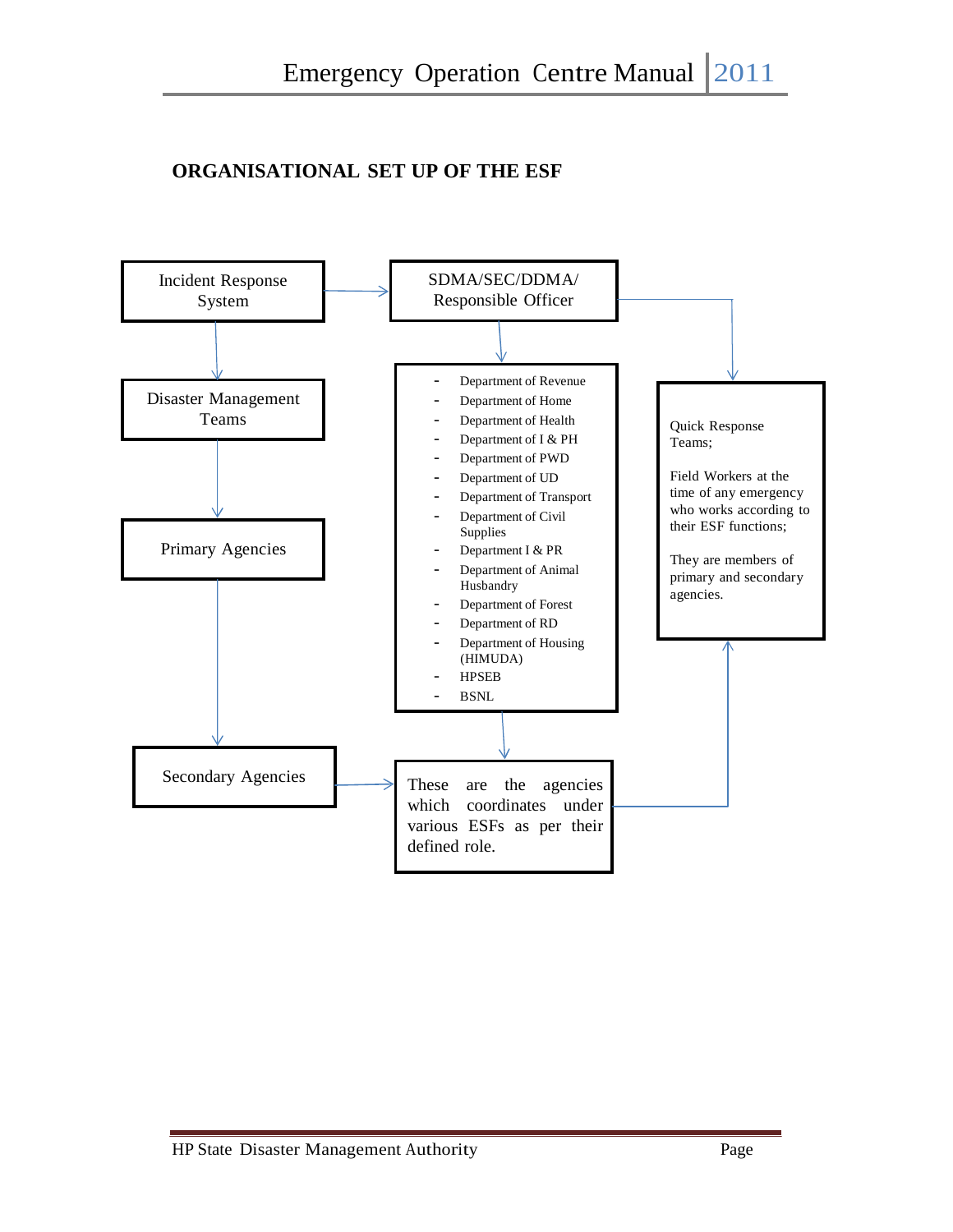## ORGANISATIONAL SET UP OF THE ESF

Incident Response System

SDMA/SEC/DDMA/ Responsible Officer

Disaster Management Teams

- Department of Revenue
- Department of Home
- Department of Health
- Department of I & PH
- Department of PWD
- Department of UD
- Department of Transport
- Department of Civil Supplies
- Department I & PR
- Department of Animal Husbandry
- Department of Forest
- Department of RD
- Department of Housing (HIMUDA)
- HPSEB
- BSNL

Quick Response Teams;

Field Workers at the time of any emergency who works according to their ESF functions;

They are members of primary and secondary agencies.

Primary Agencies

Secondary Agencies

These are the agencies which coordinates under various ESFs as per their defined role.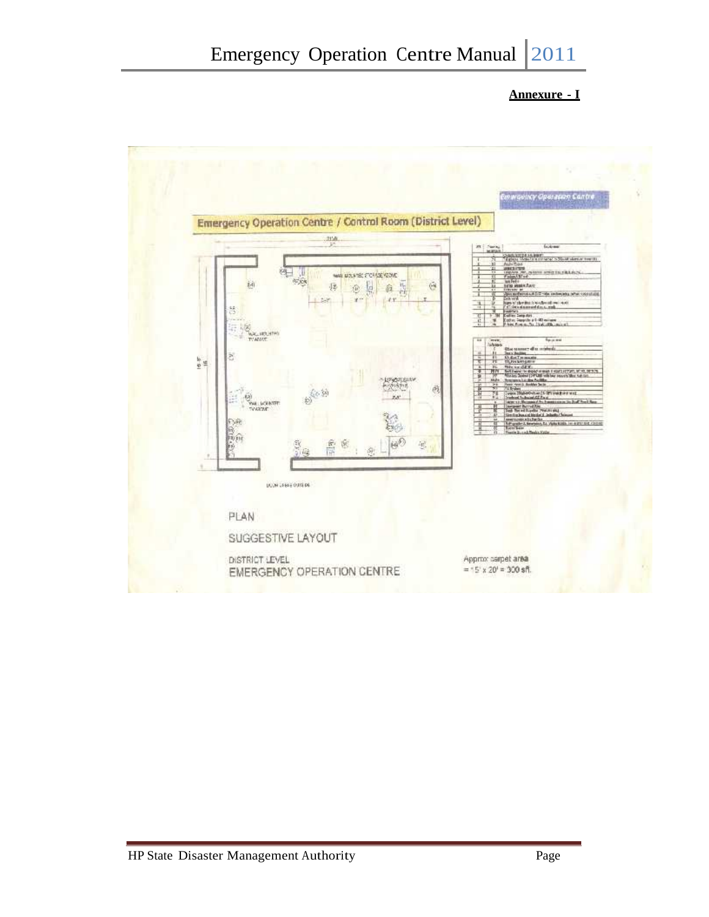**Annexure - I**

Emergency Operation Centre

Emergency Operation Centre / Control Room (District Level)

PLAN

SUGGESTIVE LAYOUT

DISTRICT LEVEL
EMERGENCY OPERATION CENTRE

Approx carpet area
= 15' x 20' = 300 sft.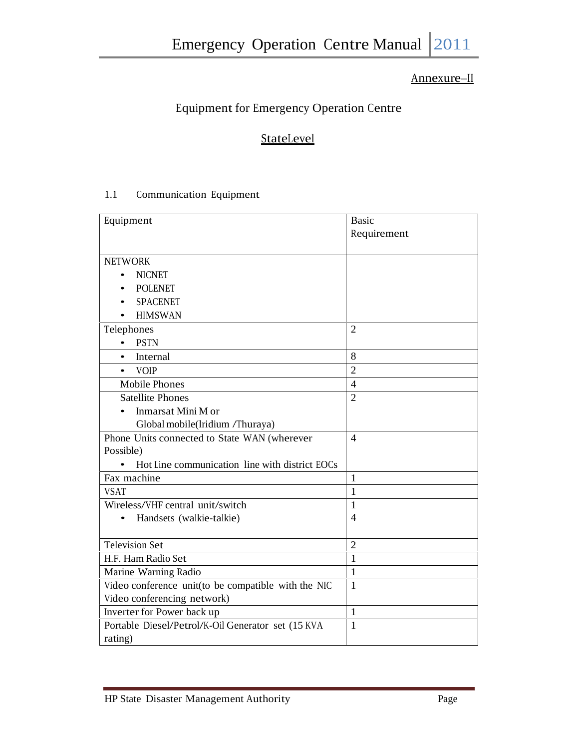Annexure–II

## Equipment for Emergency Operation Centre

### StateLevel

1.1 Communication Equipment

| Equipment | Basic Requirement |
|---|---|
| NETWORK<br>• NICNET<br>• POLENET<br>• SPACENET<br>• HIMSWAN | |
| Telephones<br>• PSTN | 2 |
| • Internal | 8 |
| • VOIP | 2 |
| Mobile Phones | 4 |
| Satellite Phones<br>• Inmarsat Mini M or Global mobile(Iridium /Thuraya) | 2 |
| Phone Units connected to State WAN (wherever Possible)<br>• Hot Line communication line with district EOCs | 4 |
| Fax machine | 1 |
| VSAT | 1 |
| Wireless/VHF central unit/switch<br>• Handsets (walkie-talkie) | 1<br>4 |
| Television Set | 2 |
| H.F. Ham Radio Set | 1 |
| Marine Warning Radio | 1 |
| Video conference unit(to be compatible with the NIC Video conferencing network) | 1 |
| Inverter for Power back up | 1 |
| Portable Diesel/Petrol/K-Oil Generator set (15 KVA rating) | 1 |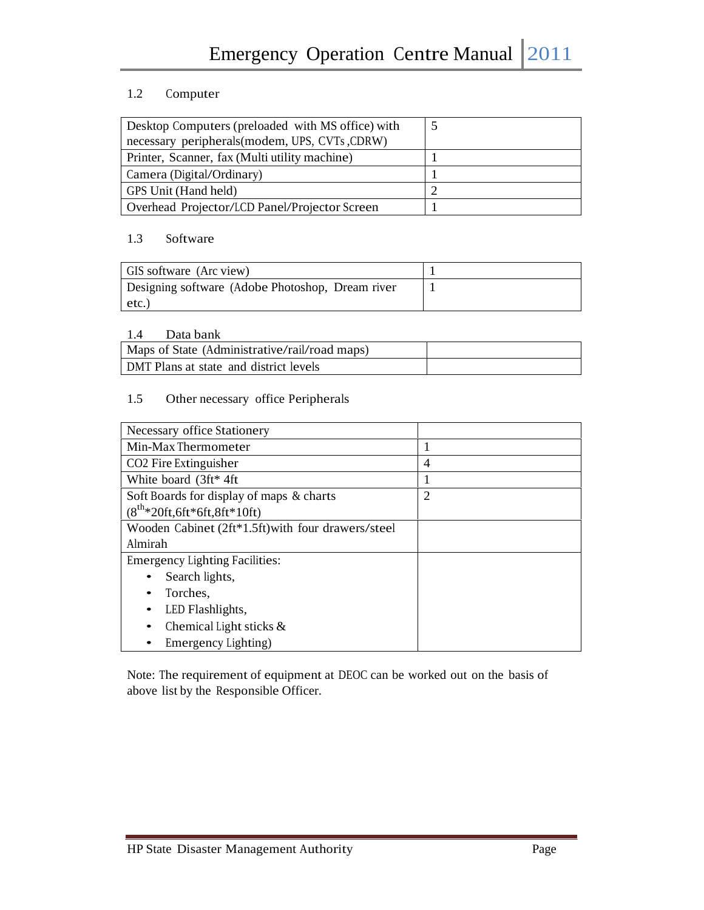### 1.2 Computer

| | |
|---|---|
| Desktop Computers (preloaded with MS office) with necessary peripherals(modem, UPS, CVTs ,CDRW) | 5 |
| Printer, Scanner, fax (Multi utility machine) | 1 |
| Camera (Digital/Ordinary) | 1 |
| GPS Unit (Hand held) | 2 |
| Overhead Projector/LCD Panel/Projector Screen | 1 |

### 1.3 Software

| | |
|---|---|
| GIS software (Arc view) | 1 |
| Designing software (Adobe Photoshop, Dream river etc.) | 1 |

### 1.4 Data bank

| | |
|---|---|
| Maps of State (Administrative/rail/road maps) | |
| DMT Plans at state and district levels | |

### 1.5 Other necessary office Peripherals

| | |
|---|---|
| Necessary office Stationery | |
| Min-Max Thermometer | 1 |
| $CO_2$ Fire Extinguisher | 4 |
| White board (3ft* 4ft | 1 |
| Soft Boards for display of maps & charts ($8^{th}$*20ft,6ft*6ft,8ft*10ft) | 2 |
| Wooden Cabinet (2ft*1.5ft)with four drawers/steel Almirah | |
| Emergency Lighting Facilities:<br>• Search lights,<br>• Torches,<br>• LED Flashlights,<br>• Chemical Light sticks &<br>• Emergency Lighting) | |

Note: The requirement of equipment at DEOC can be worked out on the basis of above list by the Responsible Officer.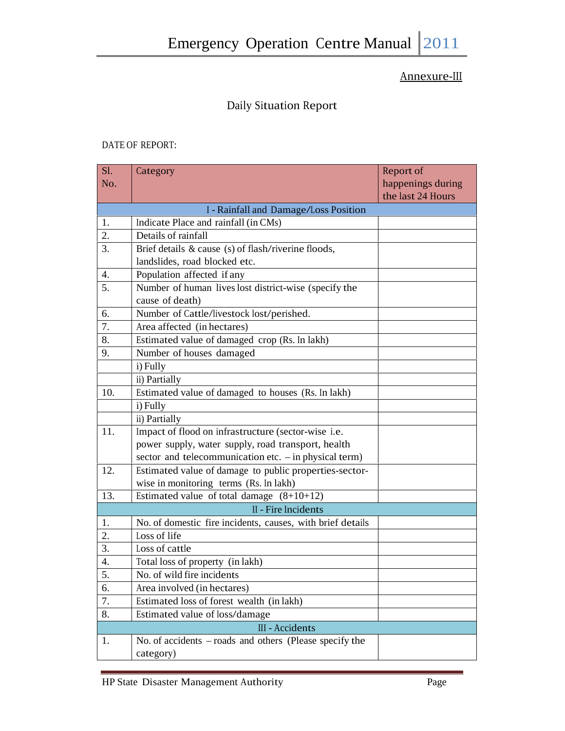Annexure-III

## Daily Situation Report

DATE OF REPORT:

| Sl. No. | Category | Report of happenings during the last 24 Hours |
|---|---|---|
| | **I - Rainfall and Damage/Loss Position** | |
| 1. | Indicate Place and rainfall (in CMs) | |
| 2. | Details of rainfall | |
| 3. | Brief details & cause (s) of flash/riverine floods, landslides, road blocked etc. | |
| 4. | Population affected if any | |
| 5. | Number of human lives lost district-wise (specify the cause of death) | |
| 6. | Number of Cattle/livestock lost/perished. | |
| 7. | Area affected (in hectares) | |
| 8. | Estimated value of damaged crop (Rs. In lakh) | |
| 9. | Number of houses damaged | |
| | i) Fully | |
| | ii) Partially | |
| 10. | Estimated value of damaged to houses (Rs. In lakh) | |
| | i) Fully | |
| | ii) Partially | |
| 11. | Impact of flood on infrastructure (sector-wise i.e. power supply, water supply, road transport, health sector and telecommunication etc. – in physical term) | |
| 12. | Estimated value of damage to public properties-sector-wise in monitoring terms (Rs. In lakh) | |
| 13. | Estimated value of total damage (8+10+12) | |
| | **II - Fire Incidents** | |
| 1. | No. of domestic fire incidents, causes, with brief details | |
| 2. | Loss of life | |
| 3. | Loss of cattle | |
| 4. | Total loss of property (in lakh) | |
| 5. | No. of wild fire incidents | |
| 6. | Area involved (in hectares) | |
| 7. | Estimated loss of forest wealth (in lakh) | |
| 8. | Estimated value of loss/damage | |
| | **III - Accidents** | |
| 1. | No. of accidents – roads and others (Please specify the category) | |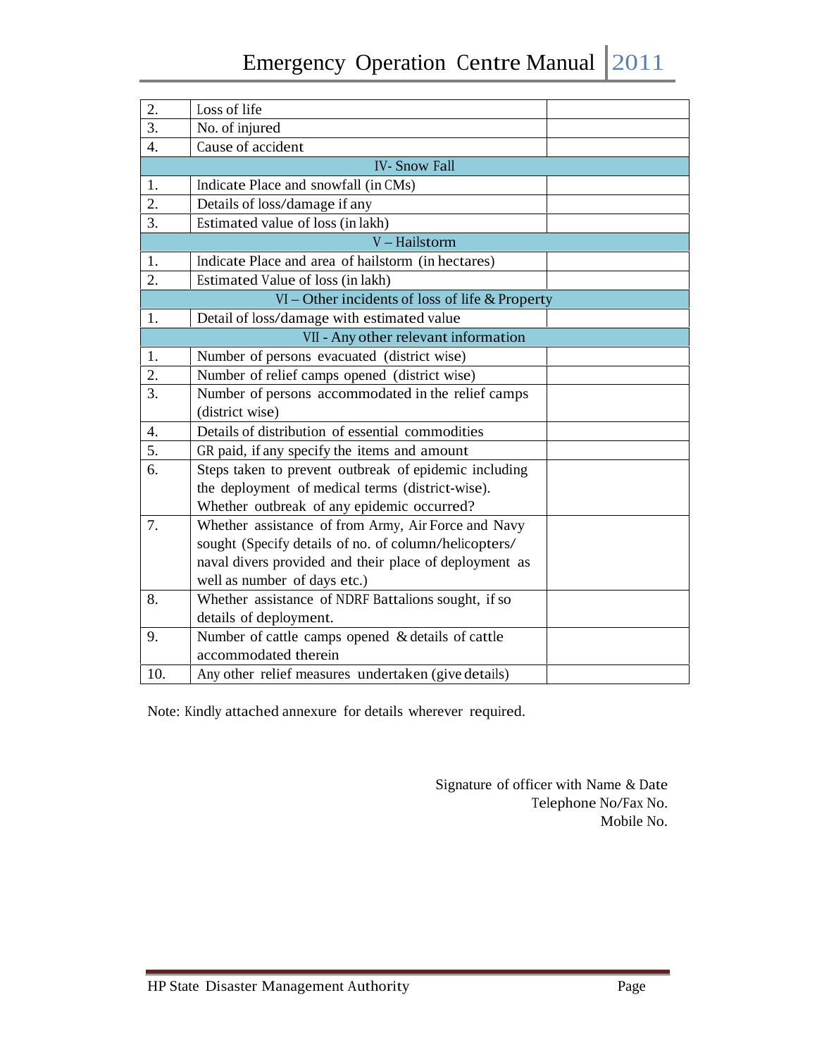| | | |
|---|---|---|
| 2. | Loss of life | |
| 3. | No. of injured | |
| 4. | Cause of accident | |
| **IV- Snow Fall** | | |
| 1. | Indicate Place and snowfall (in CMs) | |
| 2. | Details of loss/damage if any | |
| 3. | Estimated value of loss (in lakh) | |
| **V – Hailstorm** | | |
| 1. | Indicate Place and area of hailstorm (in hectares) | |
| 2. | Estimated Value of loss (in lakh) | |
| **VI – Other incidents of loss of life & Property** | | |
| 1. | Detail of loss/damage with estimated value | |
| **VII - Any other relevant information** | | |
| 1. | Number of persons evacuated (district wise) | |
| 2. | Number of relief camps opened (district wise) | |
| 3. | Number of persons accommodated in the relief camps (district wise) | |
| 4. | Details of distribution of essential commodities | |
| 5. | GR paid, if any specify the items and amount | |
| 6. | Steps taken to prevent outbreak of epidemic including the deployment of medical terms (district-wise). Whether outbreak of any epidemic occurred? | |
| 7. | Whether assistance of from Army, Air Force and Navy sought (Specify details of no. of column/helicopters/ naval divers provided and their place of deployment as well as number of days etc.) | |
| 8. | Whether assistance of NDRF Battalions sought, if so details of deployment. | |
| 9. | Number of cattle camps opened & details of cattle accommodated therein | |
| 10. | Any other relief measures undertaken (give details) | |

Note: Kindly attached annexure for details wherever required.

Signature of officer with Name & Date
Telephone No/Fax No.
Mobile No.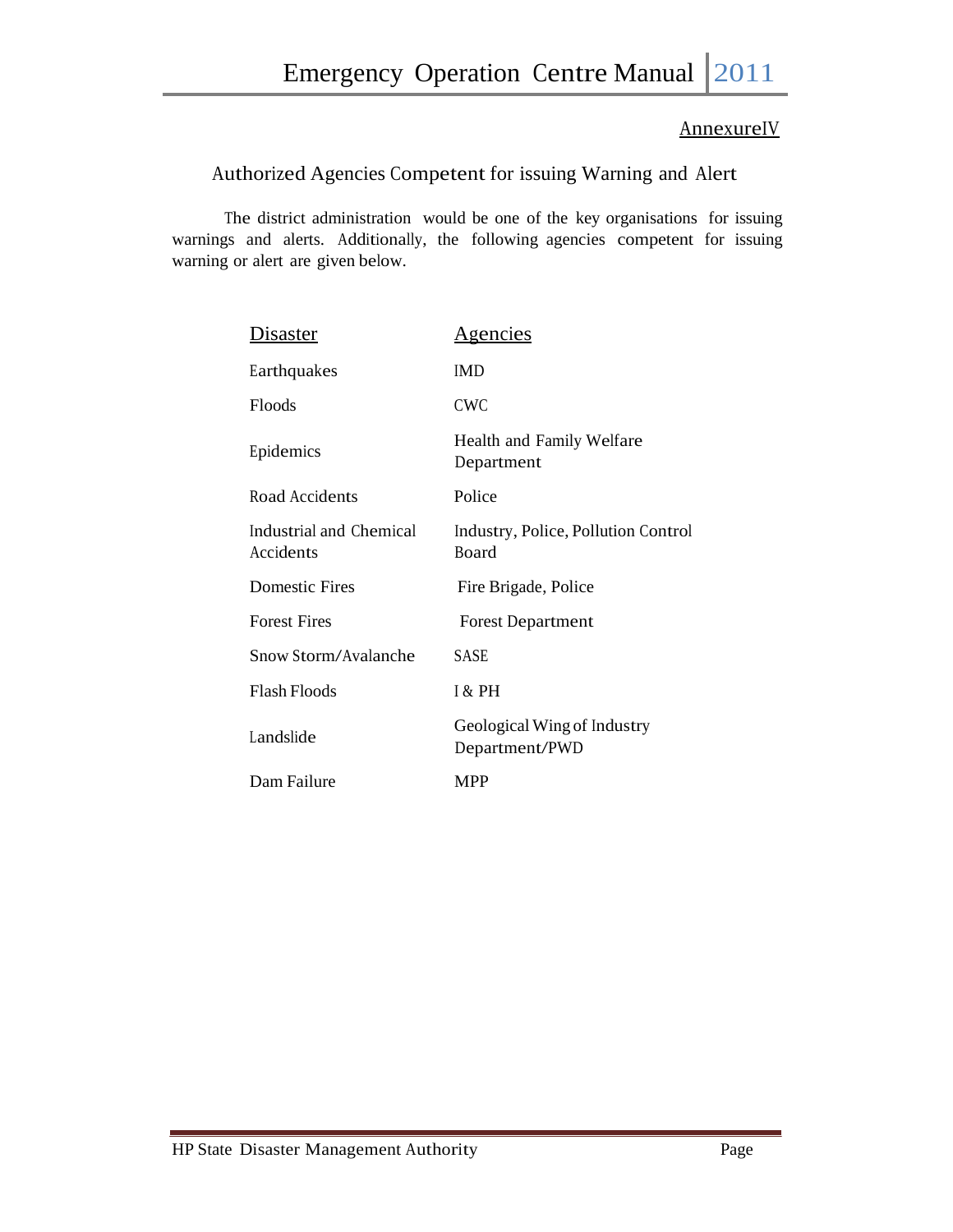Annexure IV

## Authorized Agencies Competent for issuing Warning and Alert

The district administration would be one of the key organisations for issuing warnings and alerts. Additionally, the following agencies competent for issuing warning or alert are given below.

| Disaster | Agencies |
| --- | --- |
| Earthquakes | IMD |
| Floods | CWC |
| Epidemics | Health and Family Welfare Department |
| Road Accidents | Police |
| Industrial and Chemical Accidents | Industry, Police, Pollution Control Board |
| Domestic Fires | Fire Brigade, Police |
| Forest Fires | Forest Department |
| Snow Storm/Avalanche | SASE |
| Flash Floods | I & PH |
| Landslide | Geological Wing of Industry Department/PWD |
| Dam Failure | MPP |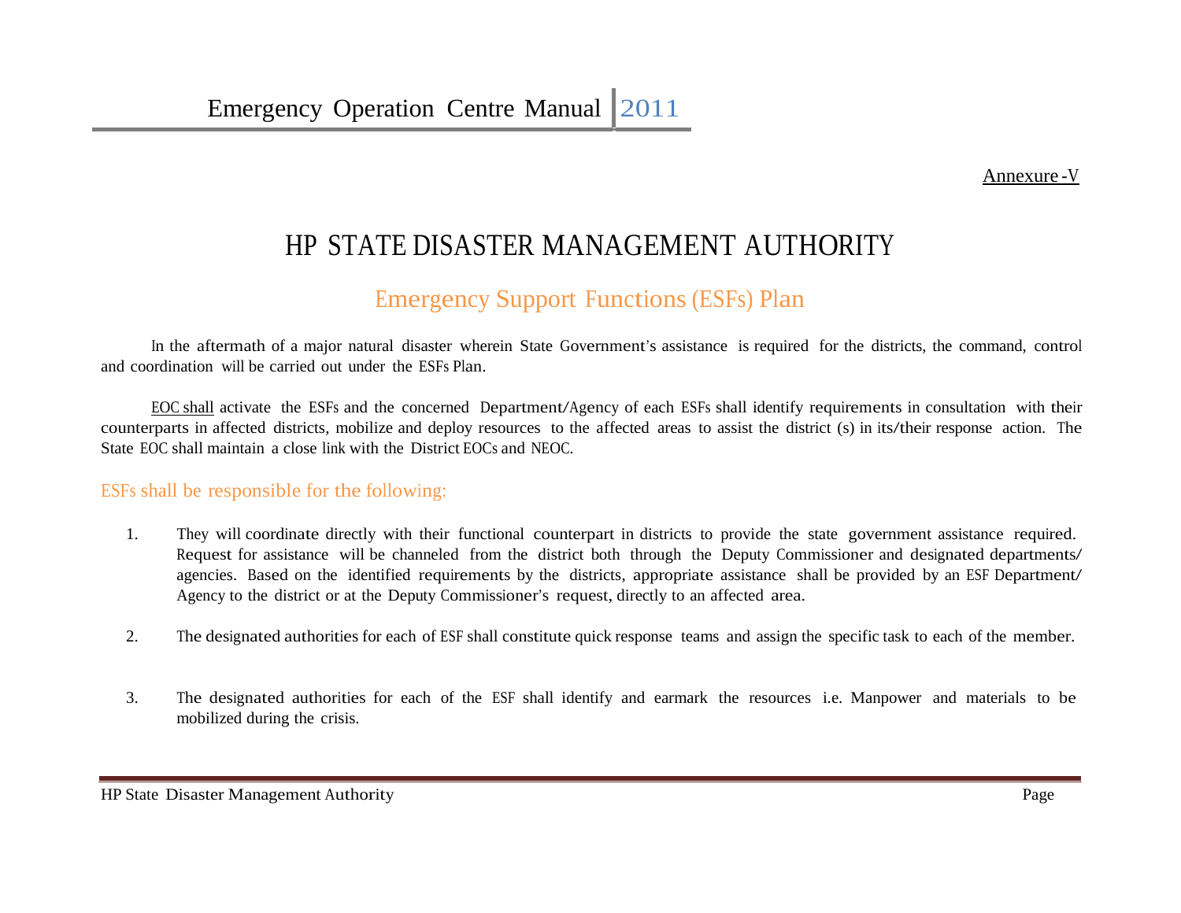Annexure -V

# HP STATE DISASTER MANAGEMENT AUTHORITY

## Emergency Support Functions (ESFs) Plan

In the aftermath of a major natural disaster wherein State Government's assistance is required for the districts, the command, control and coordination will be carried out under the ESFs Plan.

EOC shall activate the ESFs and the concerned Department/Agency of each ESFs shall identify requirements in consultation with their counterparts in affected districts, mobilize and deploy resources to the affected areas to assist the district (s) in its/their response action. The State EOC shall maintain a close link with the District EOCs and NEOC.

### ESFs shall be responsible for the following:

1. They will coordinate directly with their functional counterpart in districts to provide the state government assistance required. Request for assistance will be channeled from the district both through the Deputy Commissioner and designated departments/ agencies. Based on the identified requirements by the districts, appropriate assistance shall be provided by an ESF Department/ Agency to the district or at the Deputy Commissioner's request, directly to an affected area.

2. The designated authorities for each of ESF shall constitute quick response teams and assign the specific task to each of the member.

3. The designated authorities for each of the ESF shall identify and earmark the resources i.e. Manpower and materials to be mobilized during the crisis.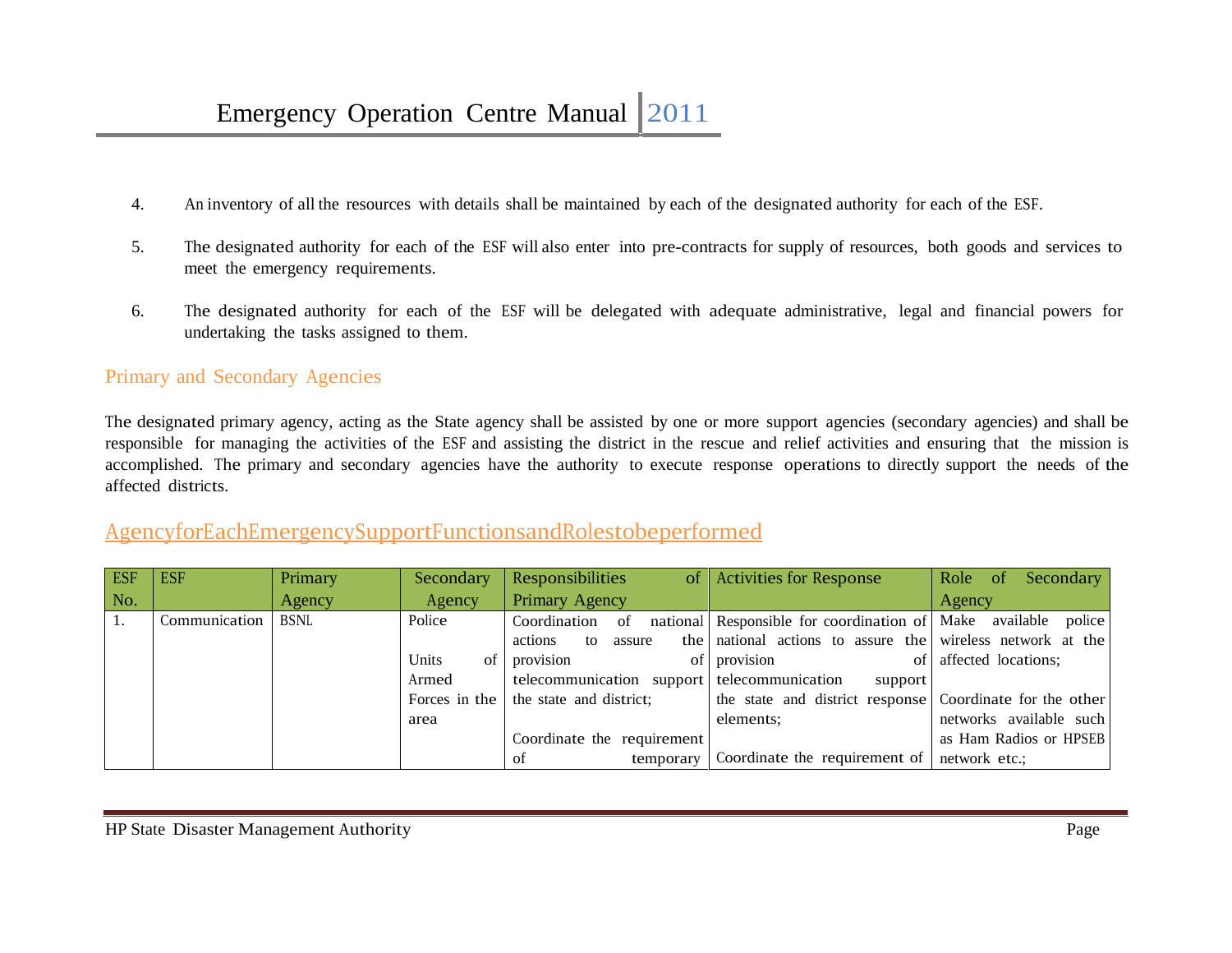4. An inventory of all the resources with details shall be maintained by each of the designated authority for each of the ESF.

5. The designated authority for each of the ESF will also enter into pre-contracts for supply of resources, both goods and services to meet the emergency requirements.

6. The designated authority for each of the ESF will be delegated with adequate administrative, legal and financial powers for undertaking the tasks assigned to them.

## Primary and Secondary Agencies

The designated primary agency, acting as the State agency shall be assisted by one or more support agencies (secondary agencies) and shall be responsible for managing the activities of the ESF and assisting the district in the rescue and relief activities and ensuring that the mission is accomplished. The primary and secondary agencies have the authority to execute response operations to directly support the needs of the affected districts.

## AgencyforEachEmergencySupportFunctionsandRolestobeperformed

| ESF No. | ESF | Primary Agency | Secondary Agency | Responsibilities of Primary Agency | Activities for Response | Role of Secondary Agency |
|---|---|---|---|---|---|---|
| 1. | Communication | BSNL | Police<br><br>Units of Armed Forces in the area | Coordination of national actions to assure the provision of telecommunication support the state and district;<br><br>Coordinate the requirement of temporary | Responsible for coordination of national actions to assure the provision of telecommunication support the state and district response elements;<br><br>Coordinate the requirement of | Make available police wireless network at the affected locations;<br><br>Coordinate for the other networks available such as Ham Radios or HPSEB network etc.; |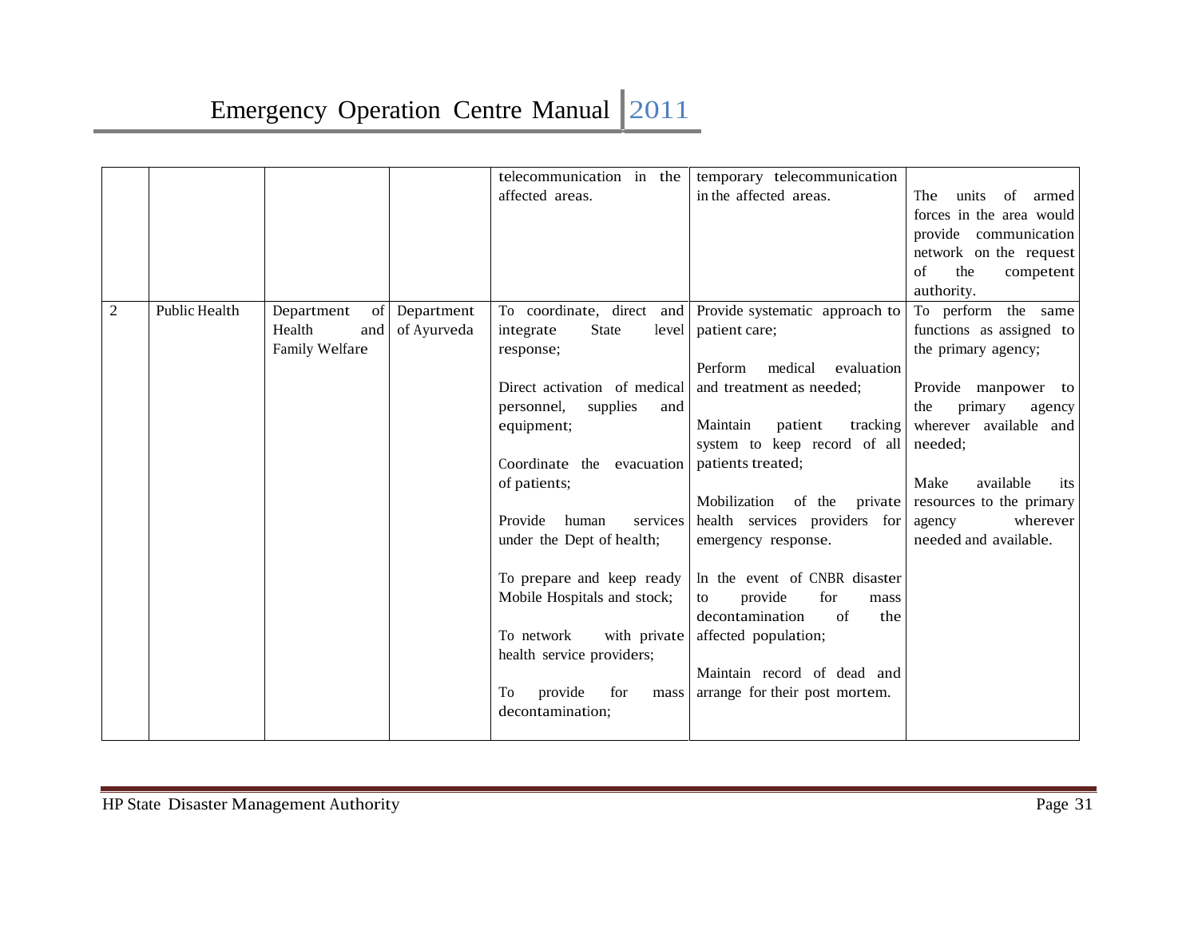| | | | | telecommunication in the affected areas. | temporary telecommunication in the affected areas. | The units of armed forces in the area would provide communication network on the request of the competent authority. |
|---|---|---|---|---|---|---|
| 2 | Public Health | Department of Health and Family Welfare | Department of Ayurveda | To coordinate, direct and integrate State level response;<br><br>Direct activation of medical personnel, supplies and equipment;<br><br>Coordinate the evacuation of patients;<br><br>Provide human services under the Dept of health;<br><br>To prepare and keep ready Mobile Hospitals and stock;<br><br>To network with private health service providers;<br><br>To provide for mass decontamination; | Provide systematic approach to patient care;<br><br>Perform medical evaluation and treatment as needed;<br><br>Maintain patient tracking system to keep record of all patients treated;<br><br>Mobilization of the private health services providers for emergency response.<br><br>In the event of CNBR disaster to provide for mass decontamination of the affected population;<br><br>Maintain record of dead and arrange for their post mortem. | To perform the same functions as assigned to the primary agency;<br><br>Provide manpower to the primary agency wherever available and needed;<br><br>Make available its resources to the primary agency wherever needed and available. |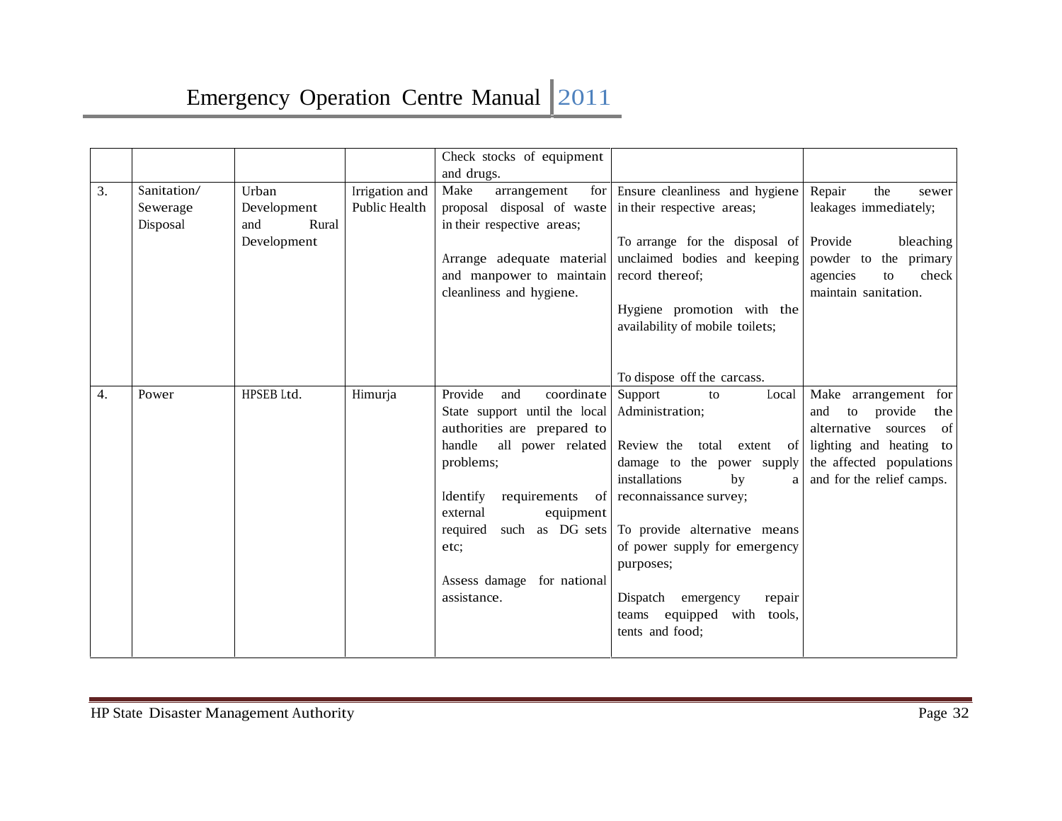| | | | | | | |
|---|---|---|---|---|---|---|
| | | | | Check stocks of equipment and drugs. | | |
| 3. | Sanitation/ Sewerage Disposal | Urban Development and Rural Development | Irrigation and Public Health | Make arrangement for proposal disposal of waste in their respective areas;<br><br>Arrange adequate material and manpower to maintain cleanliness and hygiene. | Ensure cleanliness and hygiene in their respective areas;<br><br>To arrange for the disposal of unclaimed bodies and keeping record thereof;<br><br>Hygiene promotion with the availability of mobile toilets;<br><br>To dispose off the carcass. | Repair the sewer leakages immediately;<br><br>Provide bleaching powder to the primary agencies to check maintain sanitation. |
| 4. | Power | HPSEB Ltd. | Himurja | Provide and coordinate State support until the local authorities are prepared to handle all power related problems;<br><br>Identify requirements of external equipment required such as DG sets etc;<br><br>Assess damage for national assistance. | Support to Local Administration;<br><br>Review the total extent of damage to the power supply installations by a reconnaissance survey;<br><br>To provide alternative means of power supply for emergency purposes;<br><br>Dispatch emergency repair teams equipped with tools, tents and food; | Make arrangement for and to provide the alternative sources of lighting and heating to the affected populations and for the relief camps. |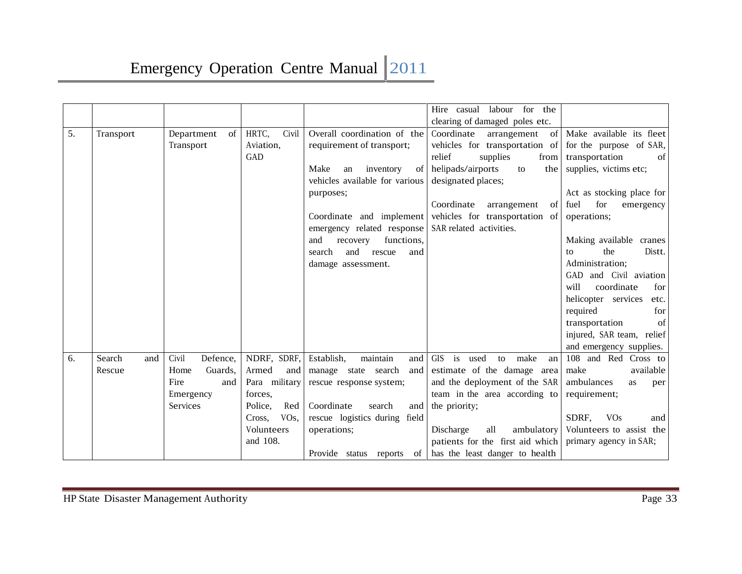| | | | | | | |
|---|---|---|---|---|---|---|
| | | | | | Hire casual labour for the clearing of damaged poles etc. | |
| 5. | Transport | Department of Transport | HRTC, Civil Aviation, GAD | Overall coordination of the requirement of transport;<br><br>Make an inventory of vehicles available for various purposes;<br><br>Coordinate and implement emergency related response and recovery functions, search and rescue and damage assessment. | Coordinate arrangement of vehicles for transportation of relief supplies from helipads/airports to the designated places;<br><br>Coordinate arrangement of vehicles for transportation of SAR related activities. | Make available its fleet for the purpose of SAR, transportation of supplies, victims etc;<br><br>Act as stocking place for fuel for emergency operations;<br><br>Making available cranes to the Distt. Administration;<br>GAD and Civil aviation will coordinate for helicopter services etc. required for transportation of injured, SAR team, relief and emergency supplies. |
| 6. | Search and Rescue | Civil Defence, Home Guards, Fire and Emergency Services | NDRF, SDRF, Armed and Para military forces, Police, Red Cross, VOs, Volunteers and 108. | Establish, maintain and manage state search and rescue response system;<br><br>Coordinate search and rescue logistics during field operations;<br><br>Provide status reports of | GIS is used to make an estimate of the damage area and the deployment of the SAR team in the area according to the priority;<br><br>Discharge all ambulatory patients for the first aid which has the least danger to health | 108 and Red Cross to make available ambulances as per requirement;<br><br>SDRF, VOs and Volunteers to assist the primary agency in SAR; |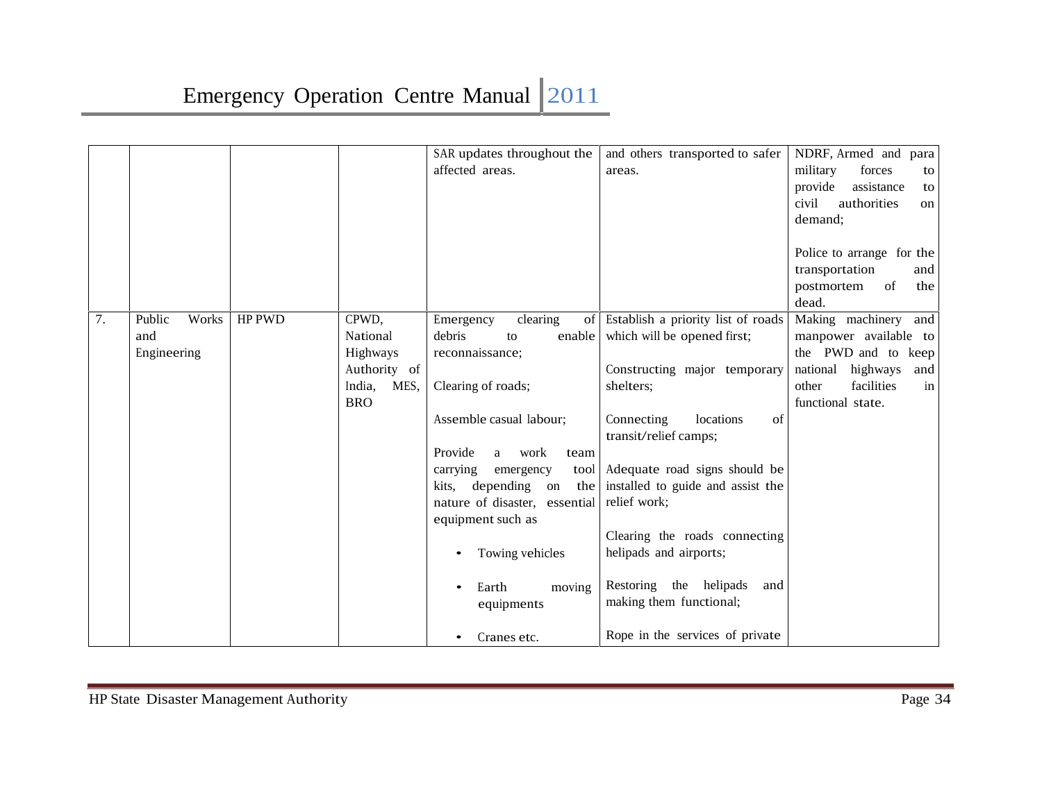| | | | | | | |
|---|---|---|---|---|---|---|
| | | | | SAR updates throughout the affected areas. | and others transported to safer areas. | NDRF, Armed and para military forces to provide assistance to civil authorities on demand;<br><br>Police to arrange for the transportation and postmortem of the dead. |
| 7. | Public Works and Engineering | HP PWD | CPWD, National Highways Authority of India, MES, BRO | Emergency clearing of debris to enable reconnaissance;<br><br>Clearing of roads;<br><br>Assemble casual labour;<br><br>Provide a work team carrying emergency tool kits, depending on the nature of disaster, essential equipment such as<br><br>• Towing vehicles<br><br>• Earth moving equipments<br><br>• Cranes etc. | Establish a priority list of roads which will be opened first;<br><br>Constructing major temporary shelters;<br><br>Connecting locations of transit/relief camps;<br><br>Adequate road signs should be installed to guide and assist the relief work;<br><br>Clearing the roads connecting helipads and airports;<br><br>Restoring the helipads and making them functional;<br><br>Rope in the services of private | Making machinery and manpower available to the PWD and to keep national highways and other facilities in functional state. |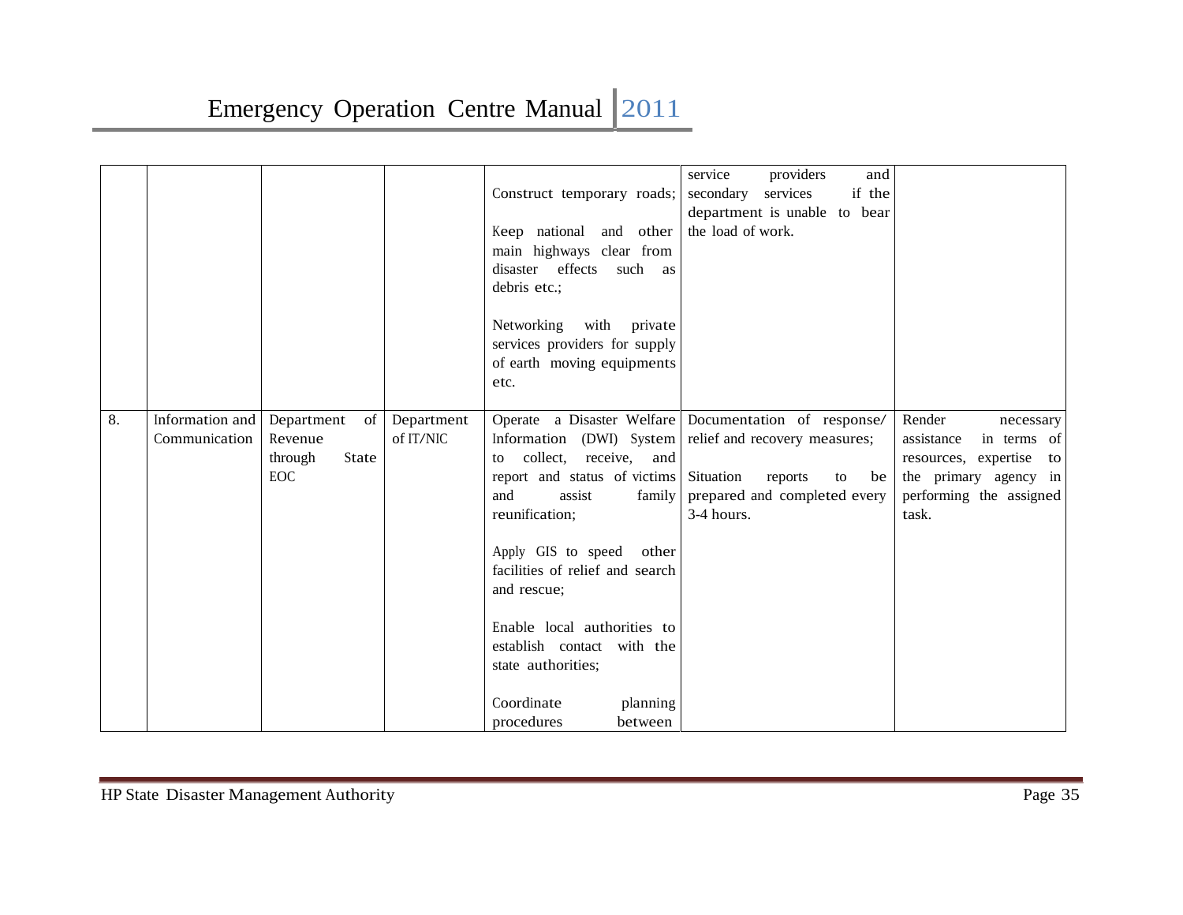| | | | | | | |
|---|---|---|---|---|---|---|
| | | | | Construct temporary roads;<br><br>Keep national and other main highways clear from disaster effects such as debris etc.;<br><br>Networking with private services providers for supply of earth moving equipments etc. | service providers and secondary services if the department is unable to bear the load of work. | |
| 8. | Information and Communication | Department of Revenue through State EOC | Department of IT/NIC | Operate a Disaster Welfare Information (DWI) System to collect, receive, and report and status of victims and assist family reunification;<br><br>Apply GIS to speed other facilities of relief and search and rescue;<br><br>Enable local authorities to establish contact with the state authorities;<br><br>Coordinate planning procedures between | Documentation of response/ relief and recovery measures;<br><br>Situation reports to be prepared and completed every 3-4 hours. | Render necessary assistance in terms of resources, expertise to the primary agency in performing the assigned task. |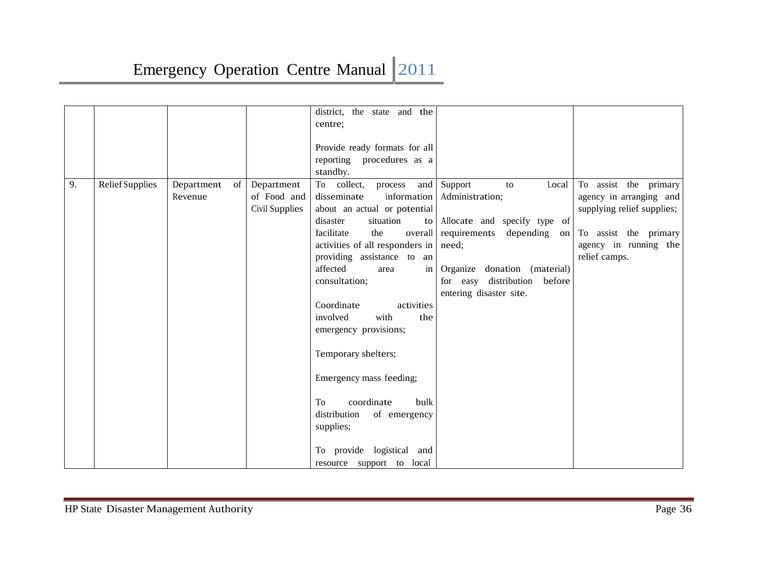| | | | | district, the state and the centre;<br><br>Provide ready formats for all reporting procedures as a standby. | | |
|---|---|---|---|---|---|---|
| 9. | Relief Supplies | Department of Revenue | Department of Food and Civil Supplies | To collect, process and disseminate information about an actual or potential disaster situation to facilitate the overall activities of all responders in providing assistance to an affected area in consultation;<br><br>Coordinate activities involved with the emergency provisions;<br><br>Temporary shelters;<br><br>Emergency mass feeding;<br><br>To coordinate bulk distribution of emergency supplies;<br><br>To provide logistical and resource support to local | Support to Local Administration;<br><br>Allocate and specify type of requirements depending on need;<br><br>Organize donation (material) for easy distribution before entering disaster site. | To assist the primary agency in arranging and supplying relief supplies;<br><br>To assist the primary agency in running the relief camps. |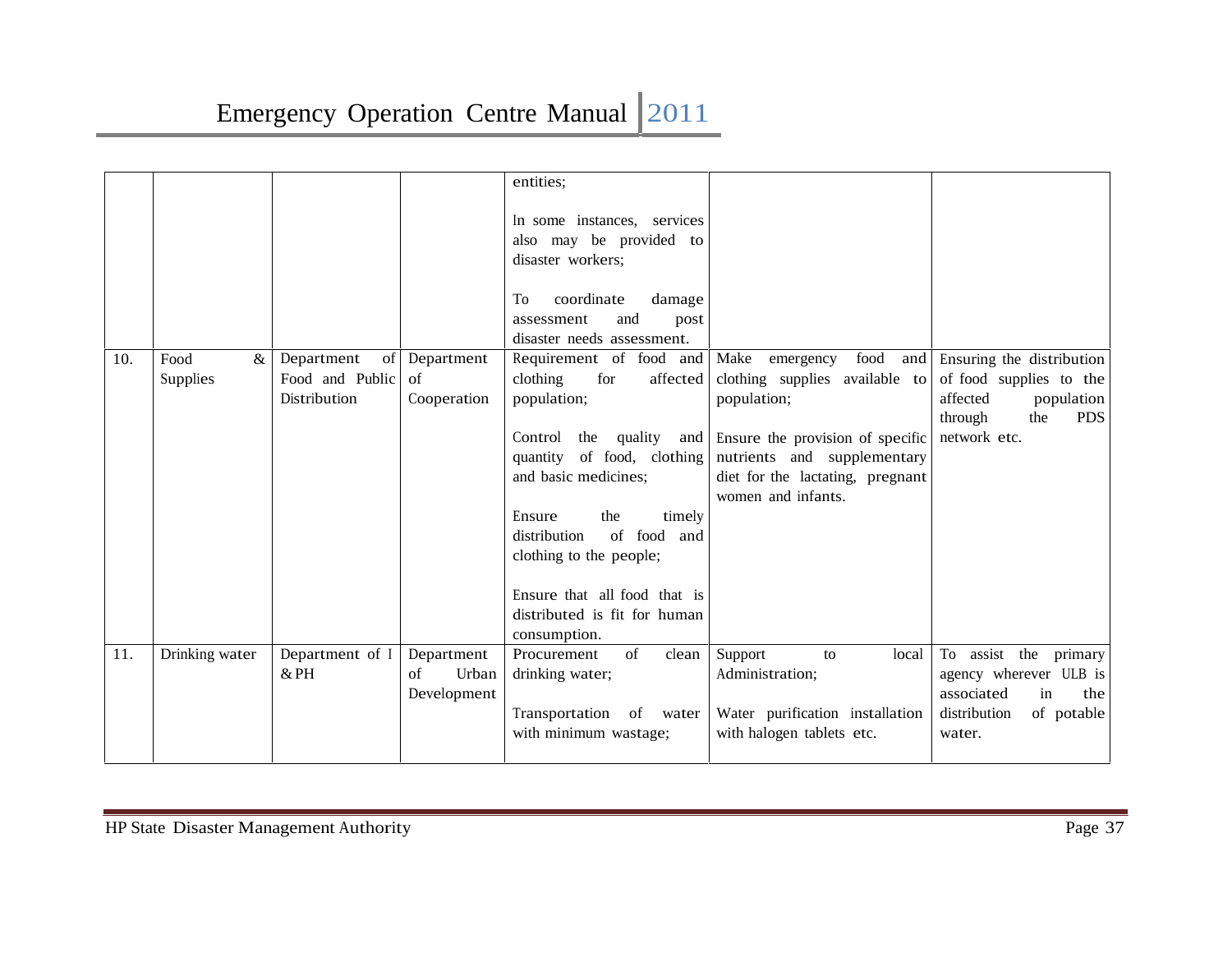| | | | | entities;<br><br>In some instances, services also may be provided to disaster workers;<br><br>To coordinate damage assessment and post disaster needs assessment. | | |
|---|---|---|---|---|---|---|
| 10. | Food & Supplies | Department of Food and Public Distribution | Department of Cooperation | Requirement of food and clothing for affected population;<br><br>Control the quality and quantity of food, clothing and basic medicines;<br><br>Ensure the timely distribution of food and clothing to the people;<br><br>Ensure that all food that is distributed is fit for human consumption. | Make emergency food and clothing supplies available to population;<br><br>Ensure the provision of specific nutrients and supplementary diet for the lactating, pregnant women and infants. | Ensuring the distribution of food supplies to the affected population through the PDS network etc. |
| 11. | Drinking water | Department of I & PH | Department of Urban Development | Procurement of clean drinking water;<br><br>Transportation of water with minimum wastage; | Support to local Administration;<br><br>Water purification installation with halogen tablets etc. | To assist the primary agency wherever ULB is associated in the distribution of potable water. |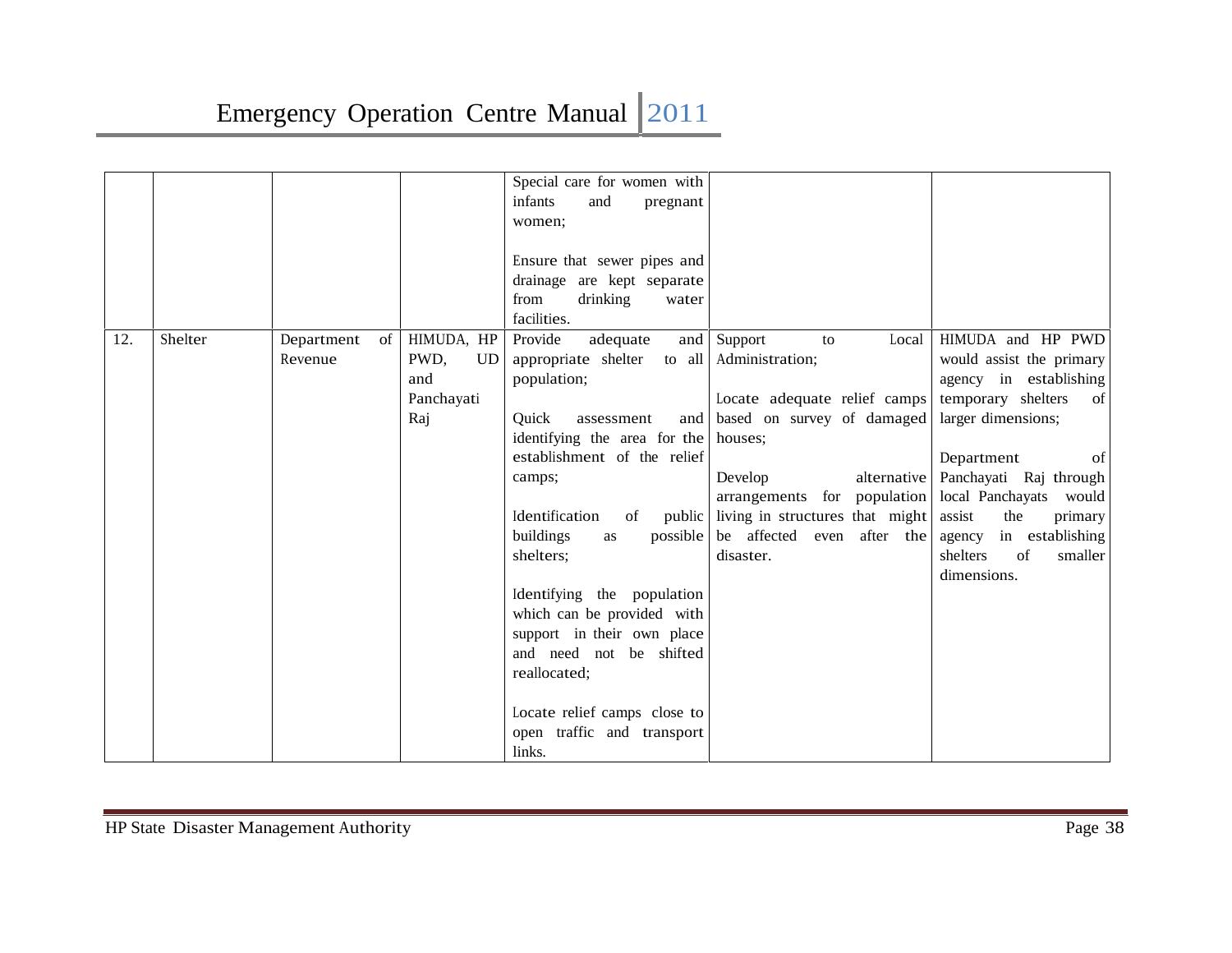| | | | | | | |
|---|---|---|---|---|---|---|
| | | | | Special care for women with infants and pregnant women;<br><br>Ensure that sewer pipes and drainage are kept separate from drinking water facilities. | | |
| 12. | Shelter | Department of Revenue | HIMUDA, HP PWD, UD and Panchayati Raj | Provide adequate and appropriate shelter to all population;<br><br>Quick assessment and identifying the area for the establishment of the relief camps;<br><br>Identification of public buildings as possible shelters;<br><br>Identifying the population which can be provided with support in their own place and need not be shifted reallocated;<br><br>Locate relief camps close to open traffic and transport links. | Support to Local Administration;<br><br>Locate adequate relief camps based on survey of damaged houses;<br><br>Develop alternative arrangements for population living in structures that might be affected even after the disaster. | HIMUDA and HP PWD would assist the primary agency in establishing temporary shelters of larger dimensions;<br><br>Department of Panchayati Raj through local Panchayats would assist the primary agency in establishing shelters of smaller dimensions. |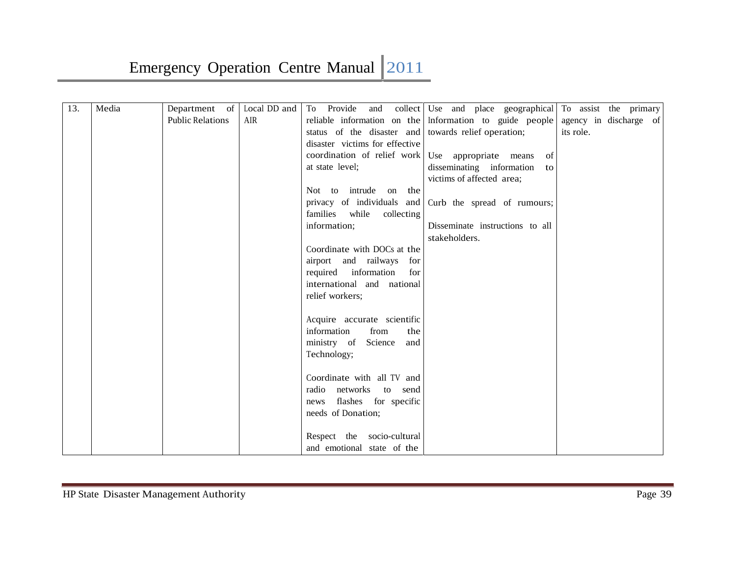| 13. | Media | Department of Public Relations | Local DD and AIR | To Provide and collect reliable information on the status of the disaster and disaster victims for effective coordination of relief work at state level;<br><br>Not to intrude on the privacy of individuals and families while collecting information;<br><br>Coordinate with DOCs at the airport and railways for required information for international and national relief workers;<br><br>Acquire accurate scientific information from the ministry of Science and Technology;<br><br>Coordinate with all TV and radio networks to send news flashes for specific needs of Donation;<br><br>Respect the socio-cultural and emotional state of the | Use and place geographical Information to guide people towards relief operation;<br><br>Use appropriate means of disseminating information to victims of affected area;<br><br>Curb the spread of rumours;<br><br>Disseminate instructions to all stakeholders. | To assist the primary agency in discharge of its role. |
|---|---|---|---|---|---|---|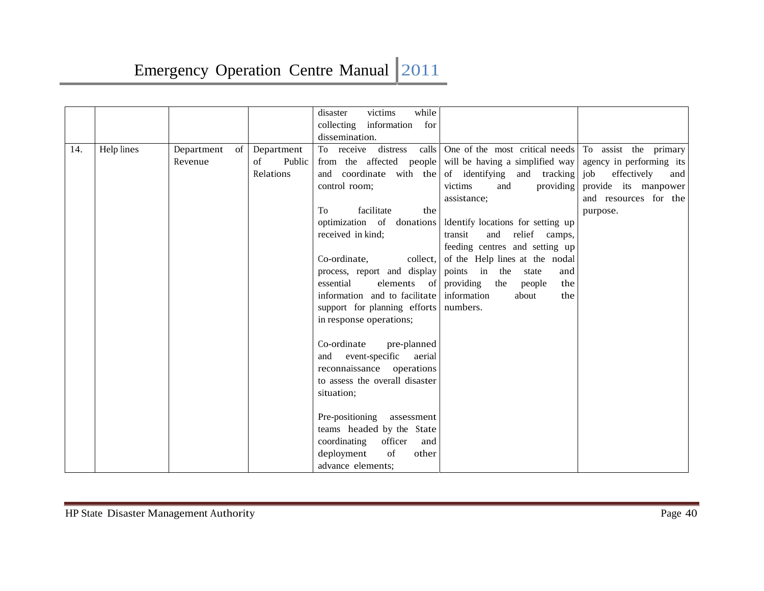| | | | | disaster victims while collecting information for dissemination. | | |
|---|---|---|---|---|---|---|
| 14. | Help lines | Department of Revenue | Department of Public Relations | To receive distress calls from the affected people and coordinate with the control room;<br><br>To facilitate the optimization of donations received in kind;<br><br>Co-ordinate, collect, process, report and display essential elements of information and to facilitate support for planning efforts in response operations;<br><br>Co-ordinate pre-planned and event-specific aerial reconnaissance operations to assess the overall disaster situation;<br><br>Pre-positioning assessment teams headed by the State coordinating officer and deployment of other advance elements; | One of the most critical needs will be having a simplified way of identifying and tracking victims and providing assistance;<br><br>Identify locations for setting up transit and relief camps, feeding centres and setting up of the Help lines at the nodal points in the state and providing the people the information about the numbers. | To assist the primary agency in performing its job effectively and provide its manpower and resources for the purpose. |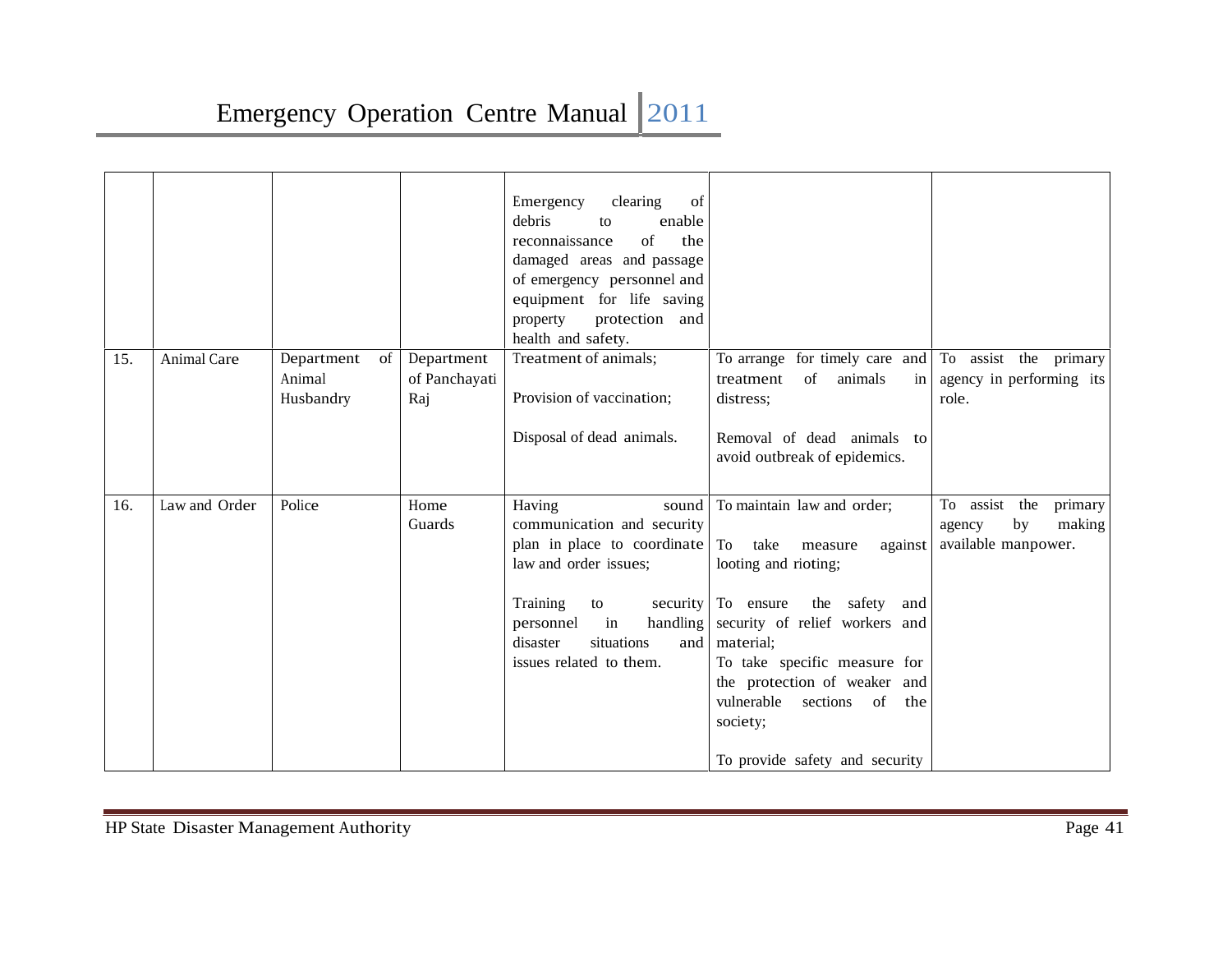| | | | | | | |
|---|---|---|---|---|---|---|
| | | | | Emergency clearing of debris to enable reconnaissance of the damaged areas and passage of emergency personnel and equipment for life saving property protection and health and safety. | | |
| 15. | Animal Care | Department of Animal Husbandry | Department of Panchayati Raj | Treatment of animals;<br><br>Provision of vaccination;<br><br>Disposal of dead animals. | To arrange for timely care and treatment of animals in distress;<br><br>Removal of dead animals to avoid outbreak of epidemics. | To assist the primary agency in performing its role. |
| 16. | Law and Order | Police | Home Guards | Having sound communication and security plan in place to coordinate law and order issues;<br><br>Training to security personnel in handling disaster situations and issues related to them. | To maintain law and order;<br><br>To take measure against looting and rioting;<br><br>To ensure the safety and security of relief workers and material;<br>To take specific measure for the protection of weaker and vulnerable sections of the society;<br><br>To provide safety and security | To assist the primary agency by making available manpower. |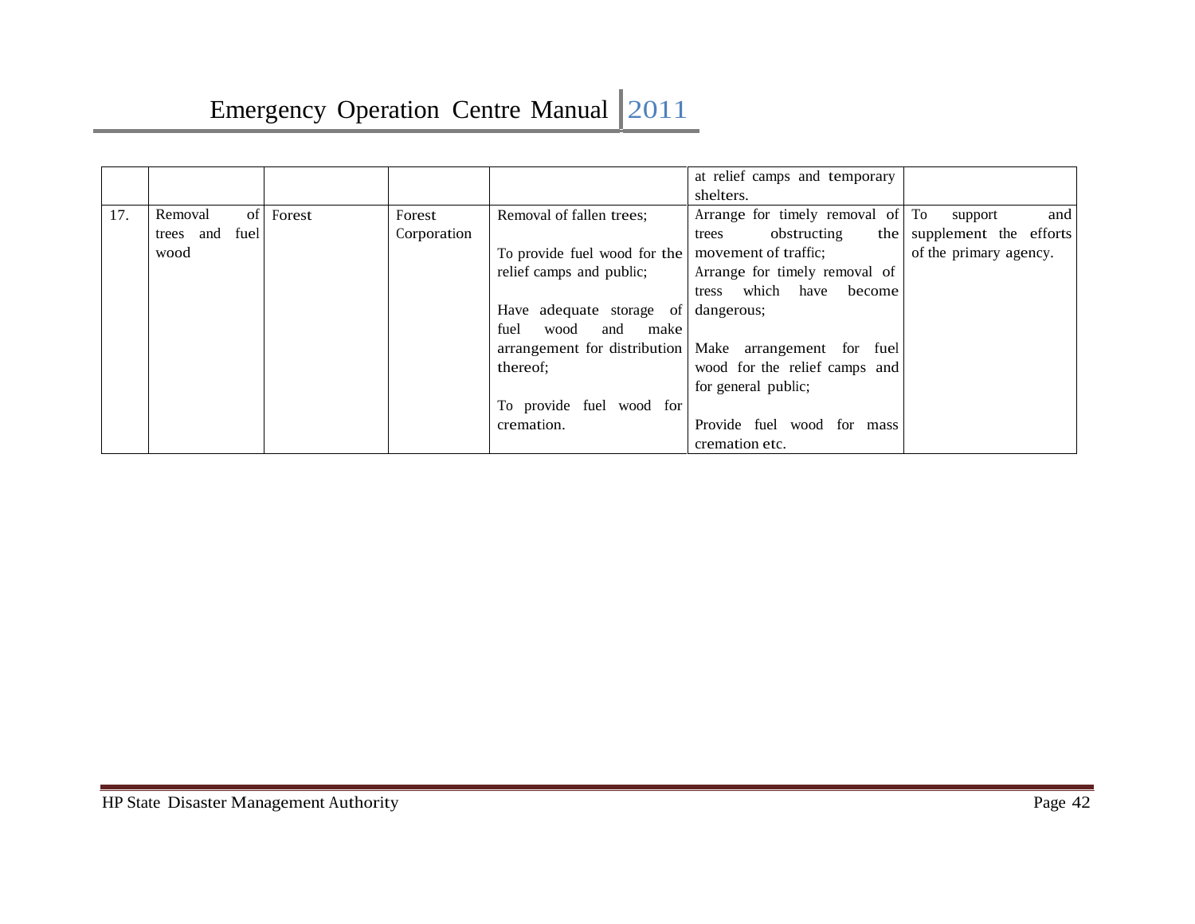| | | | | | at relief camps and temporary shelters. | |
|---|---|---|---|---|---|---|
| 17. | Removal of trees and fuel wood | Forest | Forest Corporation | Removal of fallen trees;<br><br>To provide fuel wood for the relief camps and public;<br><br>Have adequate storage of fuel wood and make arrangement for distribution thereof;<br><br>To provide fuel wood for cremation. | Arrange for timely removal of trees obstructing the movement of traffic;<br>Arrange for timely removal of tress which have become dangerous;<br><br>Make arrangement for fuel wood for the relief camps and for general public;<br><br>Provide fuel wood for mass cremation etc. | To support and supplement the efforts of the primary agency. |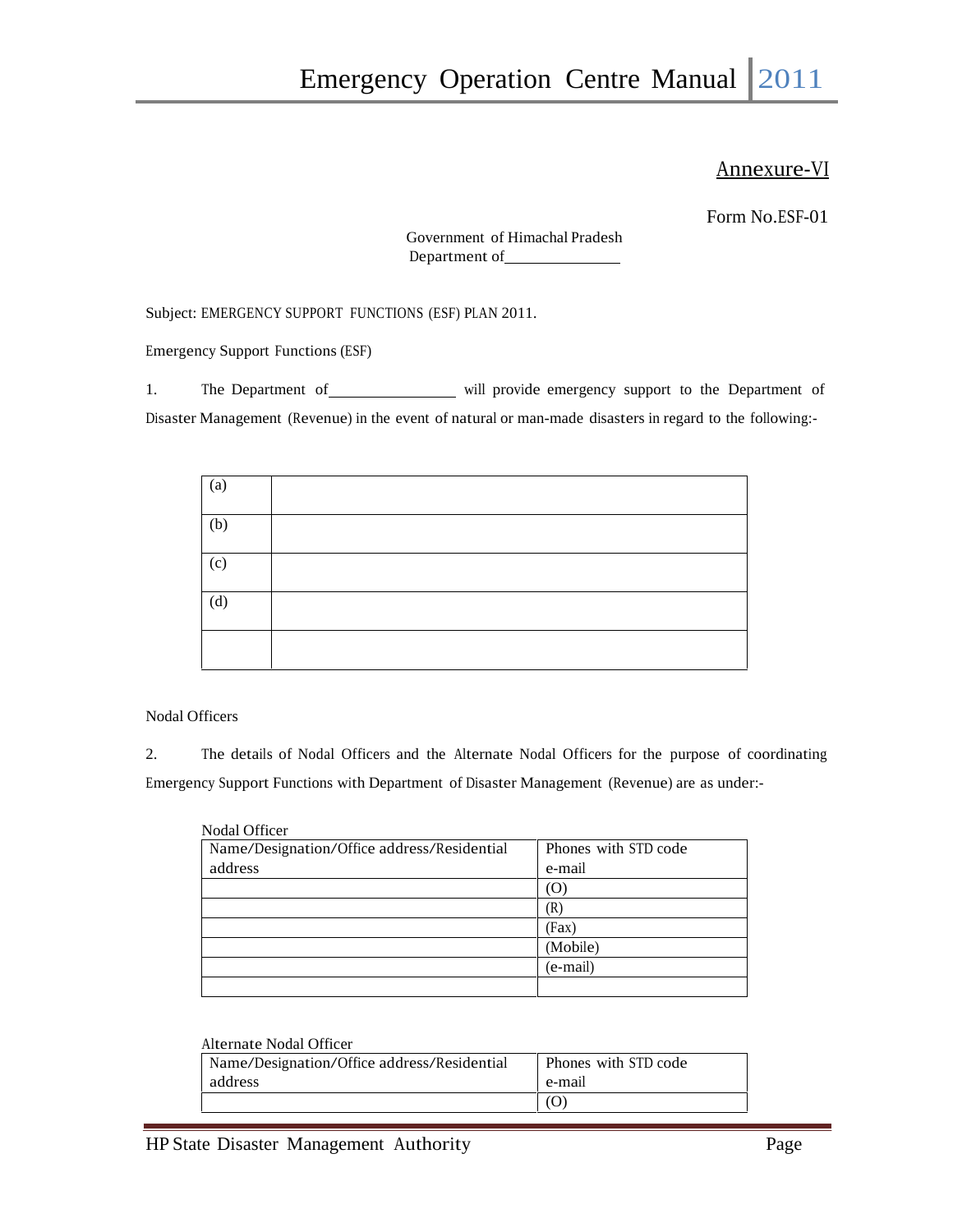Annexure-VI

Form No.ESF-01

Government of Himachal Pradesh
Department of______________

Subject: EMERGENCY SUPPORT FUNCTIONS (ESF) PLAN 2011.

Emergency Support Functions (ESF)

1. The Department of______________ will provide emergency support to the Department of Disaster Management (Revenue) in the event of natural or man-made disasters in regard to the following:-

| | |
|---|---|
| (a) | |
| (b) | |
| (c) | |
| (d) | |
| | |

Nodal Officers

2. The details of Nodal Officers and the Alternate Nodal Officers for the purpose of coordinating Emergency Support Functions with Department of Disaster Management (Revenue) are as under:-

Nodal Officer

| Name/Designation/Office address/Residential address | Phones with STD code e-mail |
|---|---|
| | (O) |
| | (R) |
| | (Fax) |
| | (Mobile) |
| | (e-mail) |
| | |

Alternate Nodal Officer

| Name/Designation/Office address/Residential address | Phones with STD code e-mail |
|---|---|
| | (O) |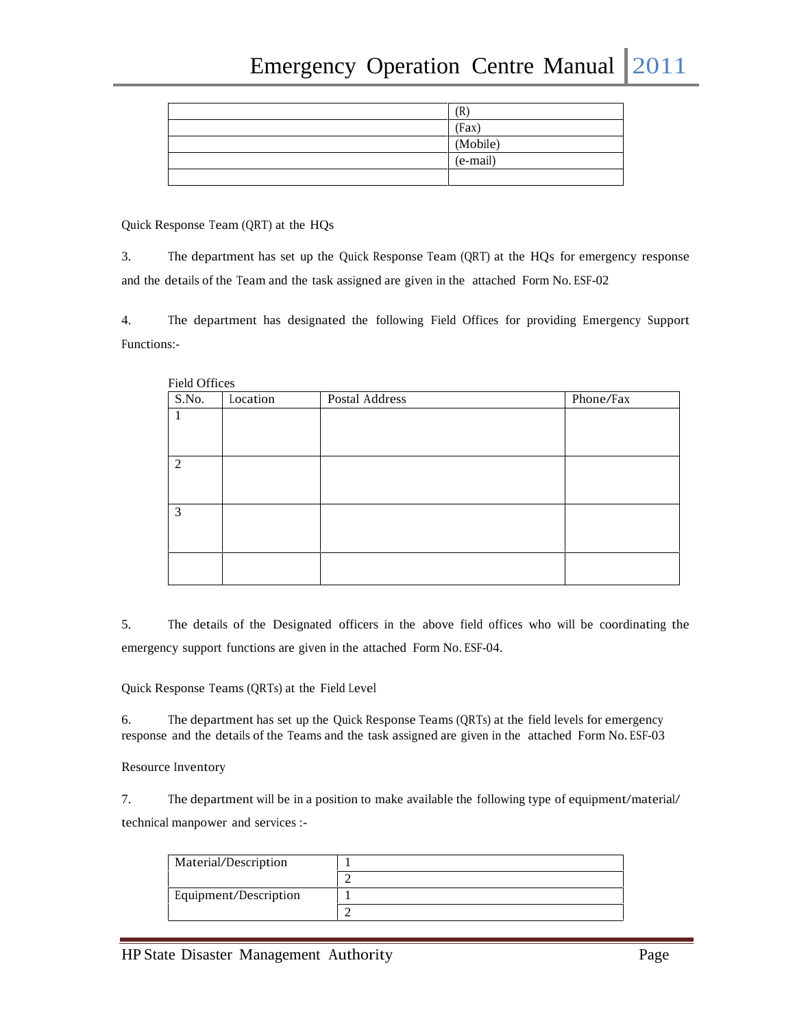| | |
|---|---|
| | (R) |
| | (Fax) |
| | (Mobile) |
| | (e-mail) |
| | |

Quick Response Team (QRT) at the HQs

3. The department has set up the Quick Response Team (QRT) at the HQs for emergency response and the details of the Team and the task assigned are given in the attached Form No. ESF-02

4. The department has designated the following Field Offices for providing Emergency Support Functions:-

Field Offices

| S.No. | Location | Postal Address | Phone/Fax |
|---|---|---|---|
| 1 | | | |
| 2 | | | |
| 3 | | | |
| | | | |

5. The details of the Designated officers in the above field offices who will be coordinating the emergency support functions are given in the attached Form No. ESF-04.

Quick Response Teams (QRTs) at the Field Level

6. The department has set up the Quick Response Teams (QRTs) at the field levels for emergency response and the details of the Teams and the task assigned are given in the attached Form No. ESF-03

Resource Inventory

7. The department will be in a position to make available the following type of equipment/material/ technical manpower and services :-

| | |
|---|---|
| Material/Description | 1 |
| | 2 |
| Equipment/Description | 1 |
| | 2 |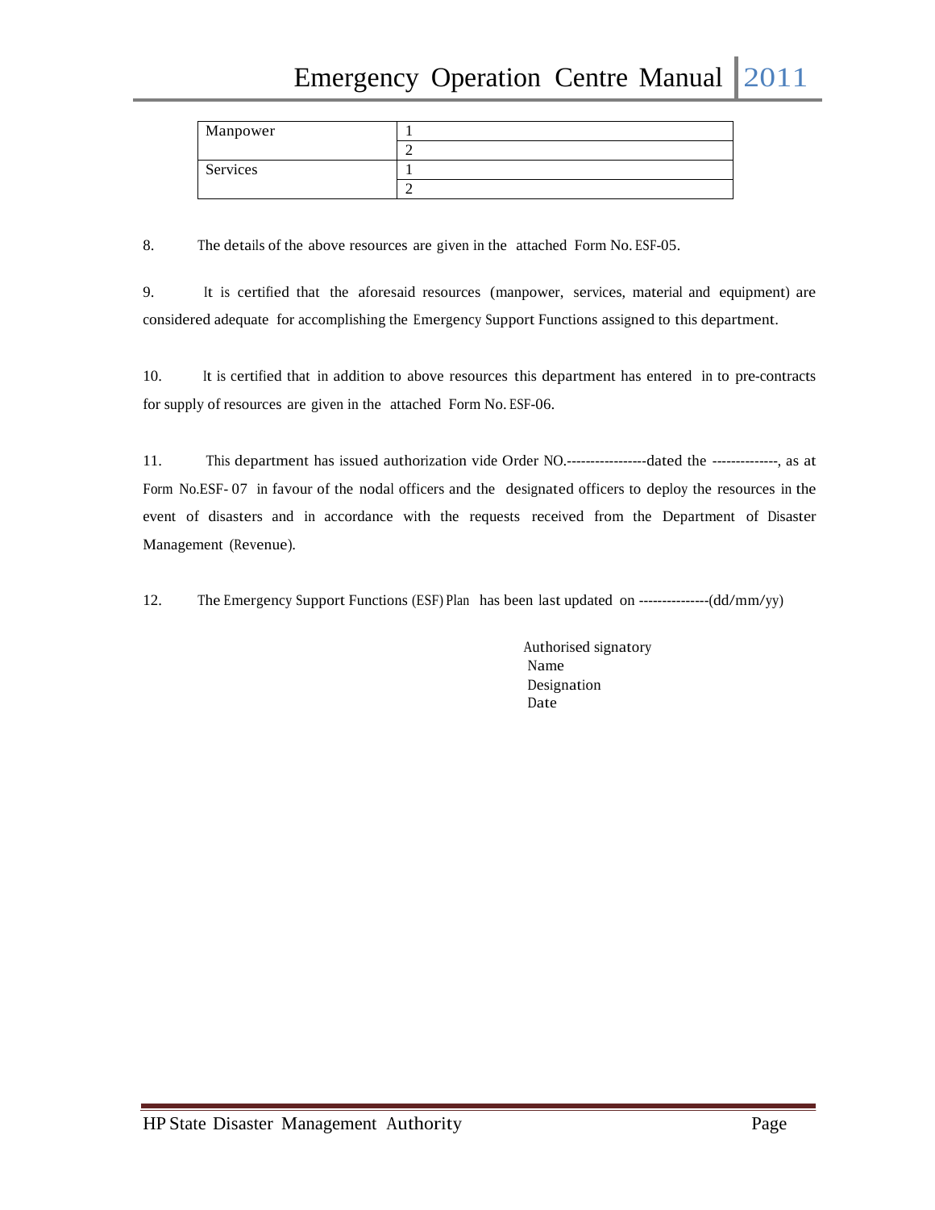| Manpower | 1 |
| --- | --- |
| | 2 |
| Services | 1 |
| | 2 |

8. The details of the above resources are given in the attached Form No. ESF-05.

9. It is certified that the aforesaid resources (manpower, services, material and equipment) are considered adequate for accomplishing the Emergency Support Functions assigned to this department.

10. It is certified that in addition to above resources this department has entered in to pre-contracts for supply of resources are given in the attached Form No. ESF-06.

11. This department has issued authorization vide Order NO.-----------------dated the --------------, as at Form No.ESF- 07 in favour of the nodal officers and the designated officers to deploy the resources in the event of disasters and in accordance with the requests received from the Department of Disaster Management (Revenue).

12. The Emergency Support Functions (ESF) Plan has been last updated on ---------------(dd/mm/yy)

Authorised signatory
Name
Designation
Date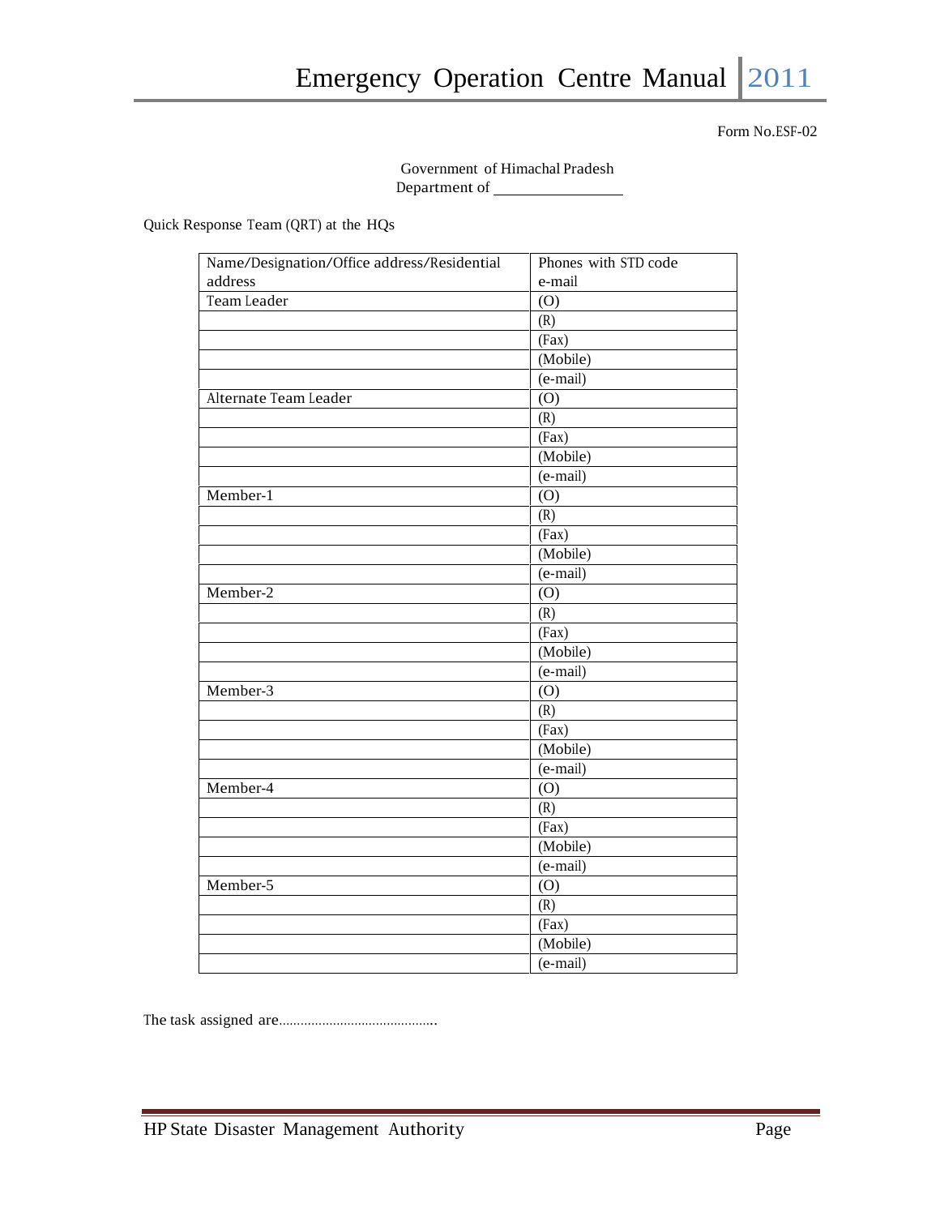Form No.ESF-02

Government of Himachal Pradesh
Department of ________________

Quick Response Team (QRT) at the HQs

| Name/Designation/Office address/Residential address | Phones with STD code e-mail |
|---|---|
| Team Leader | (O) |
| | (R) |
| | (Fax) |
| | (Mobile) |
| | (e-mail) |
| Alternate Team Leader | (O) |
| | (R) |
| | (Fax) |
| | (Mobile) |
| | (e-mail) |
| Member-1 | (O) |
| | (R) |
| | (Fax) |
| | (Mobile) |
| | (e-mail) |
| Member-2 | (O) |
| | (R) |
| | (Fax) |
| | (Mobile) |
| | (e-mail) |
| Member-3 | (O) |
| | (R) |
| | (Fax) |
| | (Mobile) |
| | (e-mail) |
| Member-4 | (O) |
| | (R) |
| | (Fax) |
| | (Mobile) |
| | (e-mail) |
| Member-5 | (O) |
| | (R) |
| | (Fax) |
| | (Mobile) |
| | (e-mail) |

The task assigned are……………………………………..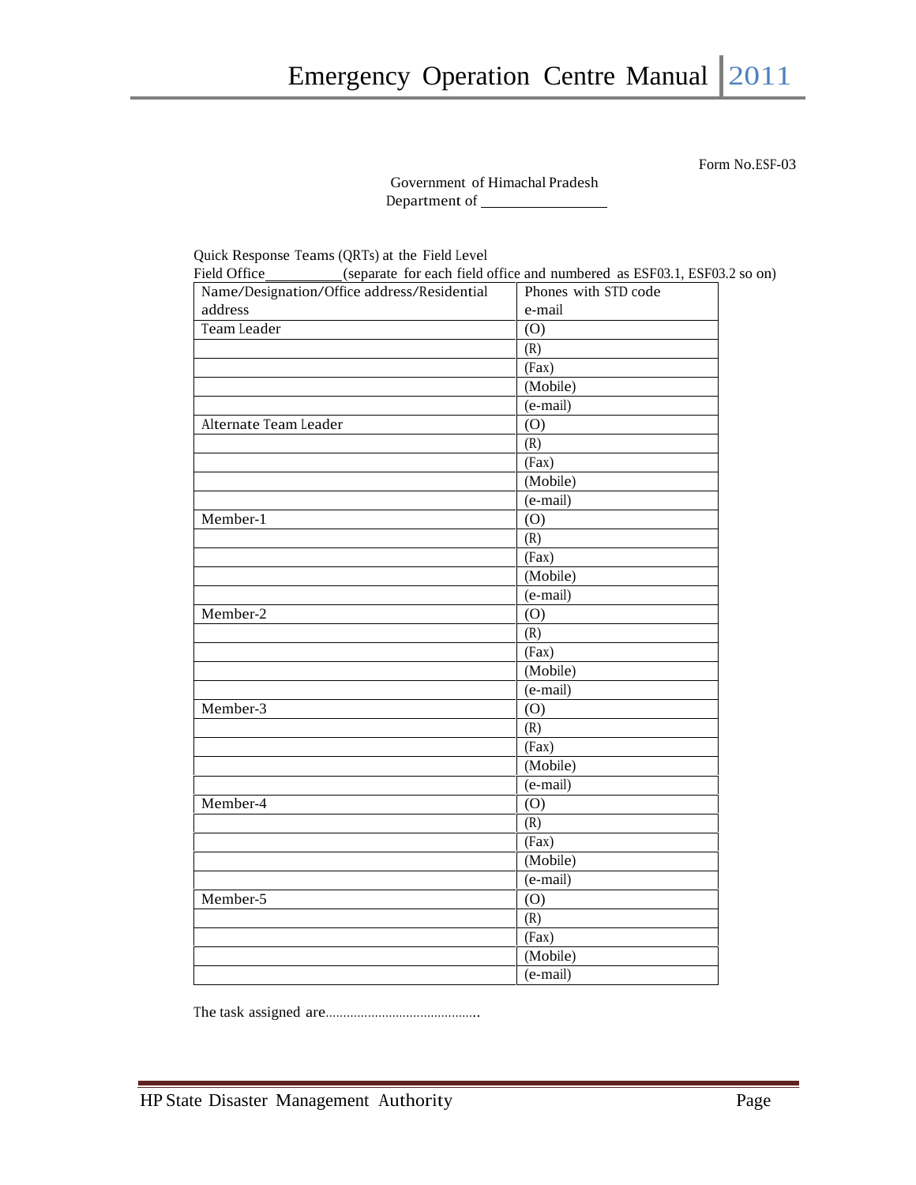Form No.ESF-03

Government of Himachal Pradesh
Department of \_\_\_\_\_\_\_\_\_\_\_\_\_\_\_\_

Quick Response Teams (QRTs) at the Field Level
Field Office\_\_\_\_\_\_\_\_\_\_(separate for each field office and numbered as ESF03.1, ESF03.2 so on)

| Name/Designation/Office address/Residential address | Phones with STD code e-mail |
|---|---|
| Team Leader | (O) |
| | (R) |
| | (Fax) |
| | (Mobile) |
| | (e-mail) |
| Alternate Team Leader | (O) |
| | (R) |
| | (Fax) |
| | (Mobile) |
| | (e-mail) |
| Member-1 | (O) |
| | (R) |
| | (Fax) |
| | (Mobile) |
| | (e-mail) |
| Member-2 | (O) |
| | (R) |
| | (Fax) |
| | (Mobile) |
| | (e-mail) |
| Member-3 | (O) |
| | (R) |
| | (Fax) |
| | (Mobile) |
| | (e-mail) |
| Member-4 | (O) |
| | (R) |
| | (Fax) |
| | (Mobile) |
| | (e-mail) |
| Member-5 | (O) |
| | (R) |
| | (Fax) |
| | (Mobile) |
| | (e-mail) |

The task assigned are..........................................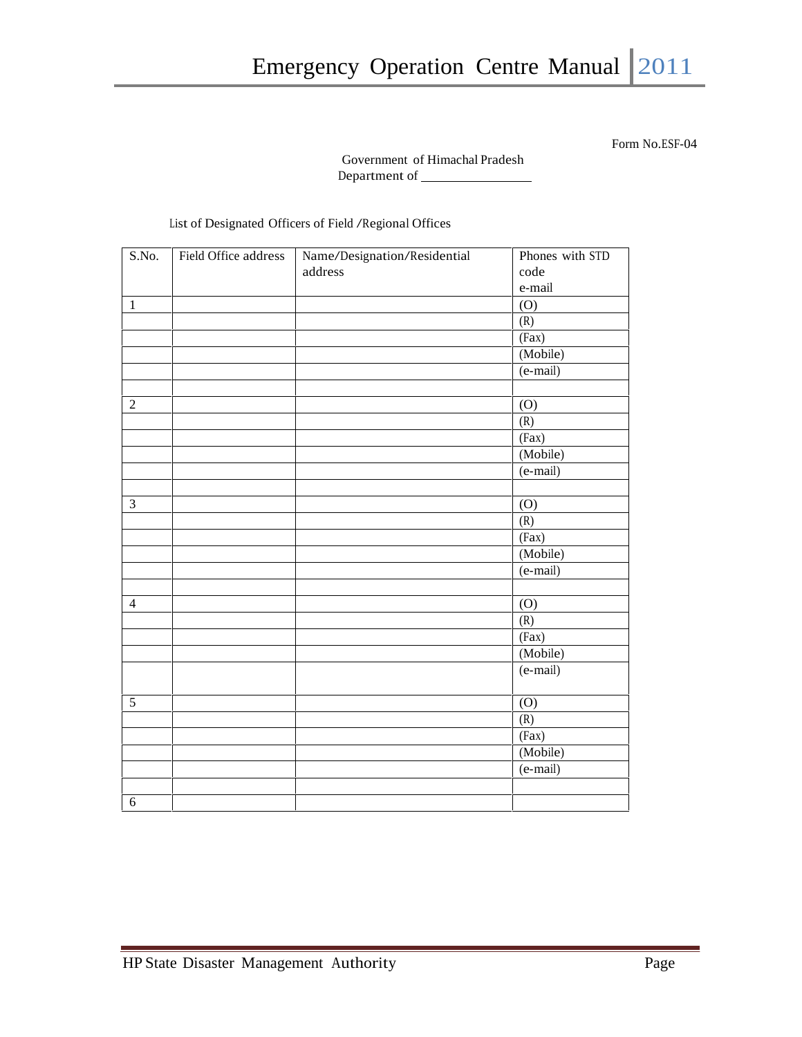Form No.ESF-04

Government of Himachal Pradesh
Department of ________________

List of Designated Officers of Field /Regional Offices

| S.No. | Field Office address | Name/Designation/Residential address | Phones with STD code e-mail |
|---|---|---|---|
| 1 | | | (O) |
| | | | (R) |
| | | | (Fax) |
| | | | (Mobile) |
| | | | (e-mail) |
| | | | |
| 2 | | | (O) |
| | | | (R) |
| | | | (Fax) |
| | | | (Mobile) |
| | | | (e-mail) |
| | | | |
| 3 | | | (O) |
| | | | (R) |
| | | | (Fax) |
| | | | (Mobile) |
| | | | (e-mail) |
| | | | |
| 4 | | | (O) |
| | | | (R) |
| | | | (Fax) |
| | | | (Mobile) |
| | | | (e-mail) |
| 5 | | | (O) |
| | | | (R) |
| | | | (Fax) |
| | | | (Mobile) |
| | | | (e-mail) |
| | | | |
| 6 | | | |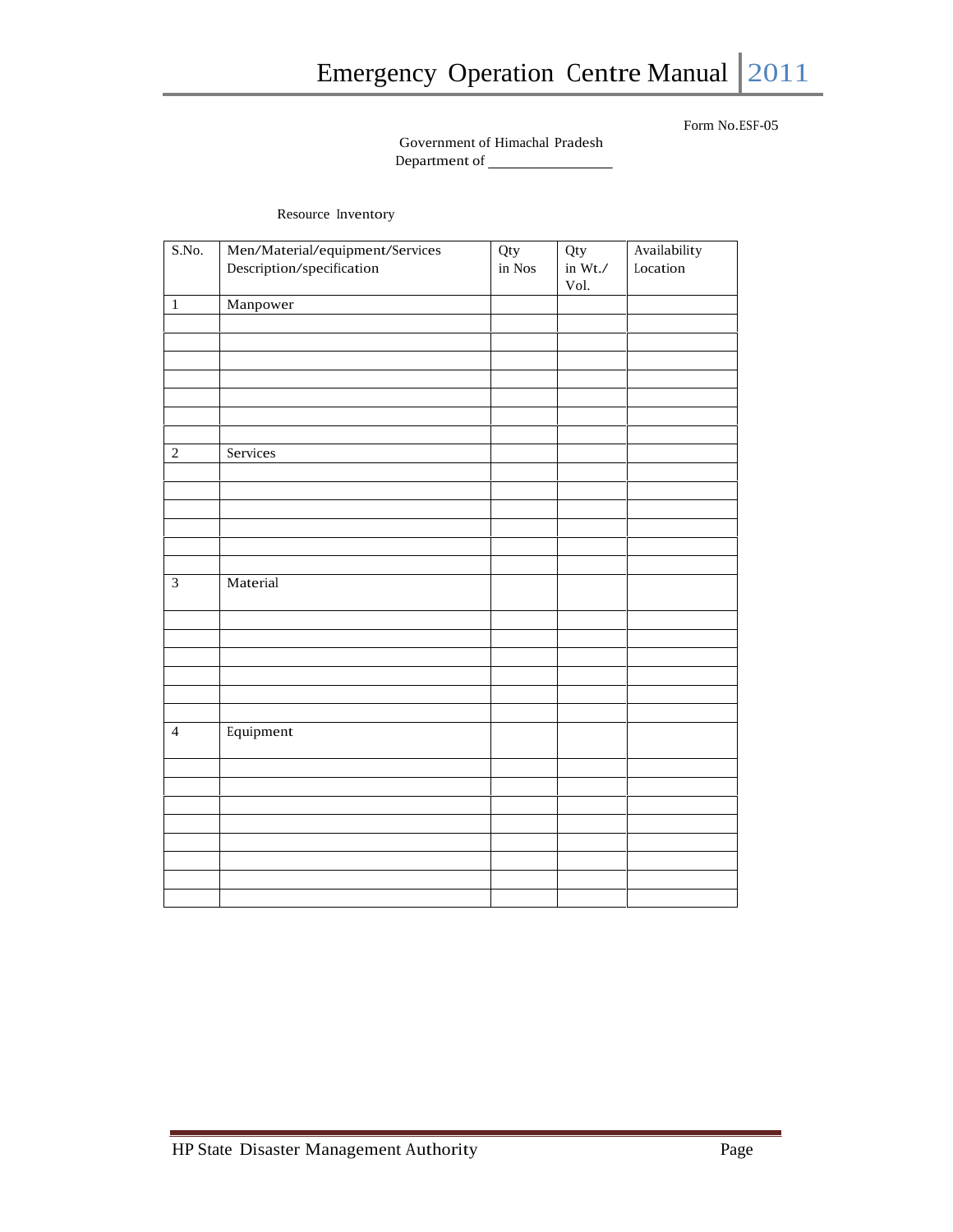Form No.ESF-05

Government of Himachal Pradesh
Department of ________________

Resource Inventory

| S.No. | Men/Material/equipment/Services Description/specification | Qty in Nos | Qty in Wt./ Vol. | Availability Location |
|---|---|---|---|---|
| 1 | Manpower | | | |
| | | | | |
| | | | | |
| | | | | |
| | | | | |
| | | | | |
| | | | | |
| | | | | |
| 2 | Services | | | |
| | | | | |
| | | | | |
| | | | | |
| | | | | |
| | | | | |
| | | | | |
| 3 | Material | | | |
| | | | | |
| | | | | |
| | | | | |
| | | | | |
| | | | | |
| | | | | |
| 4 | Equipment | | | |
| | | | | |
| | | | | |
| | | | | |
| | | | | |
| | | | | |
| | | | | |
| | | | | |
| | | | | |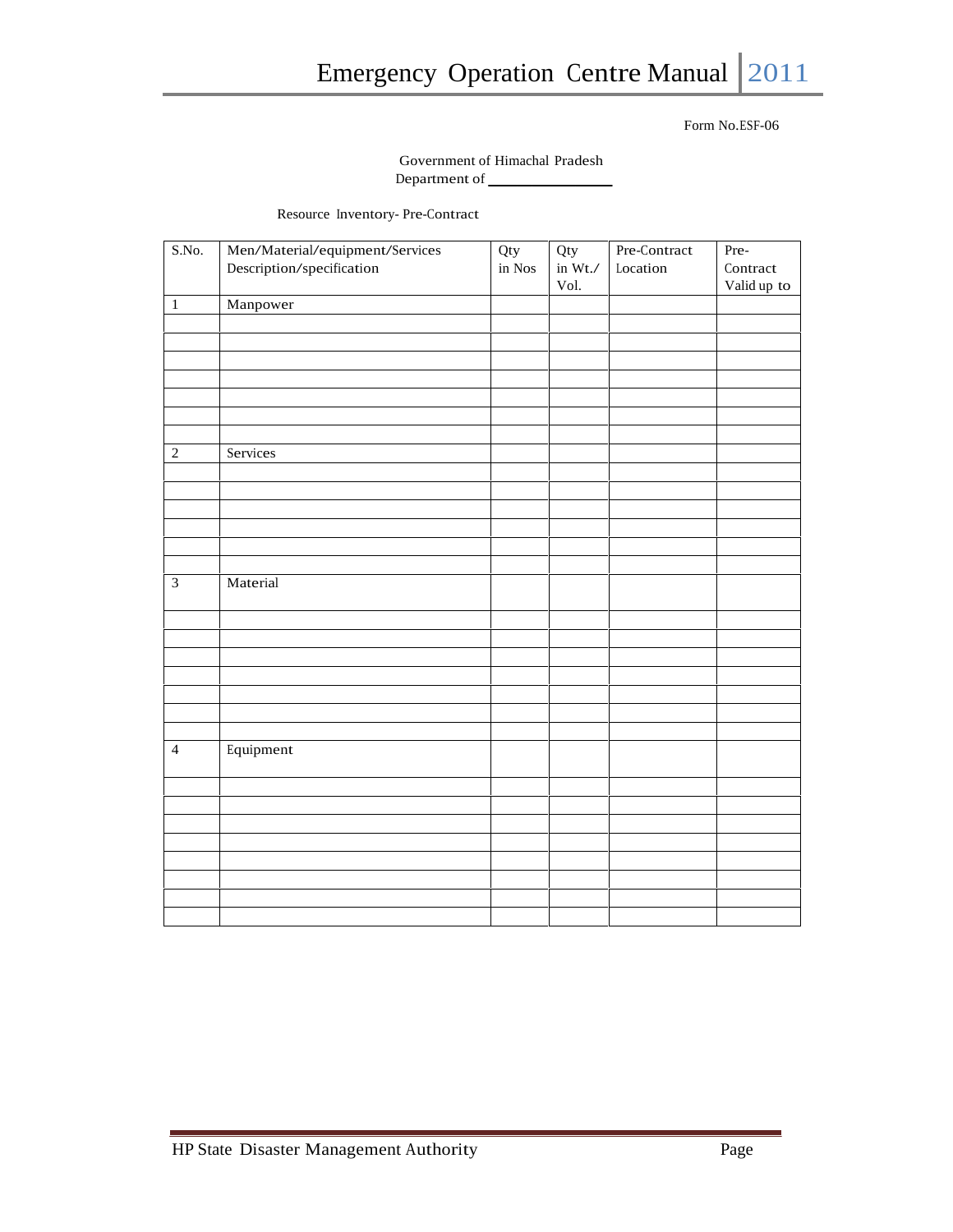Form No.ESF-06

Government of Himachal Pradesh
Department of _______________

Resource Inventory- Pre-Contract

| S.No. | Men/Material/equipment/Services Description/specification | Qty in Nos | Qty in Wt./ Vol. | Pre-Contract Location | Pre-Contract Valid up to |
|---|---|---|---|---|---|
| 1 | Manpower | | | | |
| | | | | | |
| | | | | | |
| | | | | | |
| | | | | | |
| | | | | | |
| | | | | | |
| | | | | | |
| 2 | Services | | | | |
| | | | | | |
| | | | | | |
| | | | | | |
| | | | | | |
| | | | | | |
| | | | | | |
| 3 | Material | | | | |
| | | | | | |
| | | | | | |
| | | | | | |
| | | | | | |
| | | | | | |
| | | | | | |
| | | | | | |
| 4 | Equipment | | | | |
| | | | | | |
| | | | | | |
| | | | | | |
| | | | | | |
| | | | | | |
| | | | | | |
| | | | | | |
| | | | | | |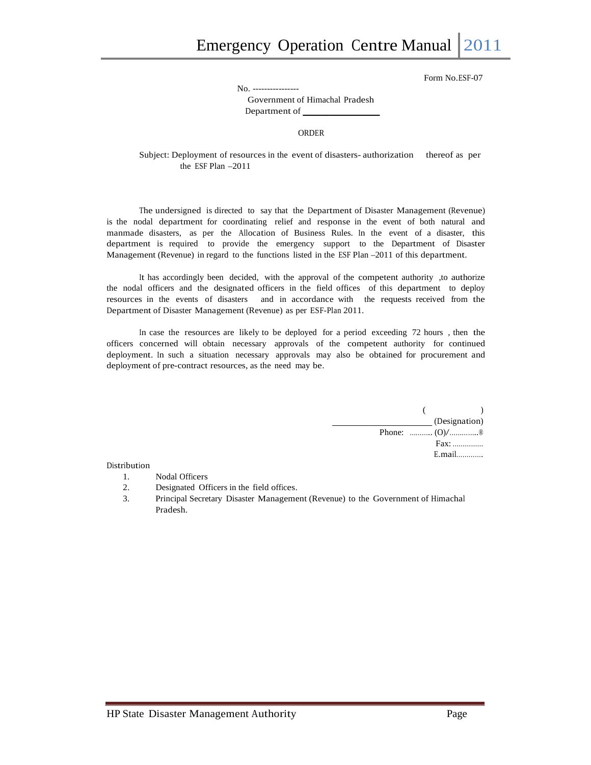Form No.ESF-07

No. ----------------

Government of Himachal Pradesh

Department of ________________

ORDER

Subject: Deployment of resources in the event of disasters- authorization thereof as per the ESF Plan –2011

The undersigned is directed to say that the Department of Disaster Management (Revenue) is the nodal department for coordinating relief and response in the event of both natural and manmade disasters, as per the Allocation of Business Rules. In the event of a disaster, this department is required to provide the emergency support to the Department of Disaster Management (Revenue) in regard to the functions listed in the ESF Plan –2011 of this department.

It has accordingly been decided, with the approval of the competent authority ,to authorize the nodal officers and the designated officers in the field offices of this department to deploy resources in the events of disasters and in accordance with the requests received from the Department of Disaster Management (Revenue) as per ESF-Plan 2011.

In case the resources are likely to be deployed for a period exceeding 72 hours , then the officers concerned will obtain necessary approvals of the competent authority for continued deployment. In such a situation necessary approvals may also be obtained for procurement and deployment of pre-contract resources, as the need may be.

( )

______________________ (Designation)

Phone: ........... (O)/..............®

Fax: ..............

E.mail............

Distribution

1. Nodal Officers
2. Designated Officers in the field offices.
3. Principal Secretary Disaster Management (Revenue) to the Government of Himachal Pradesh.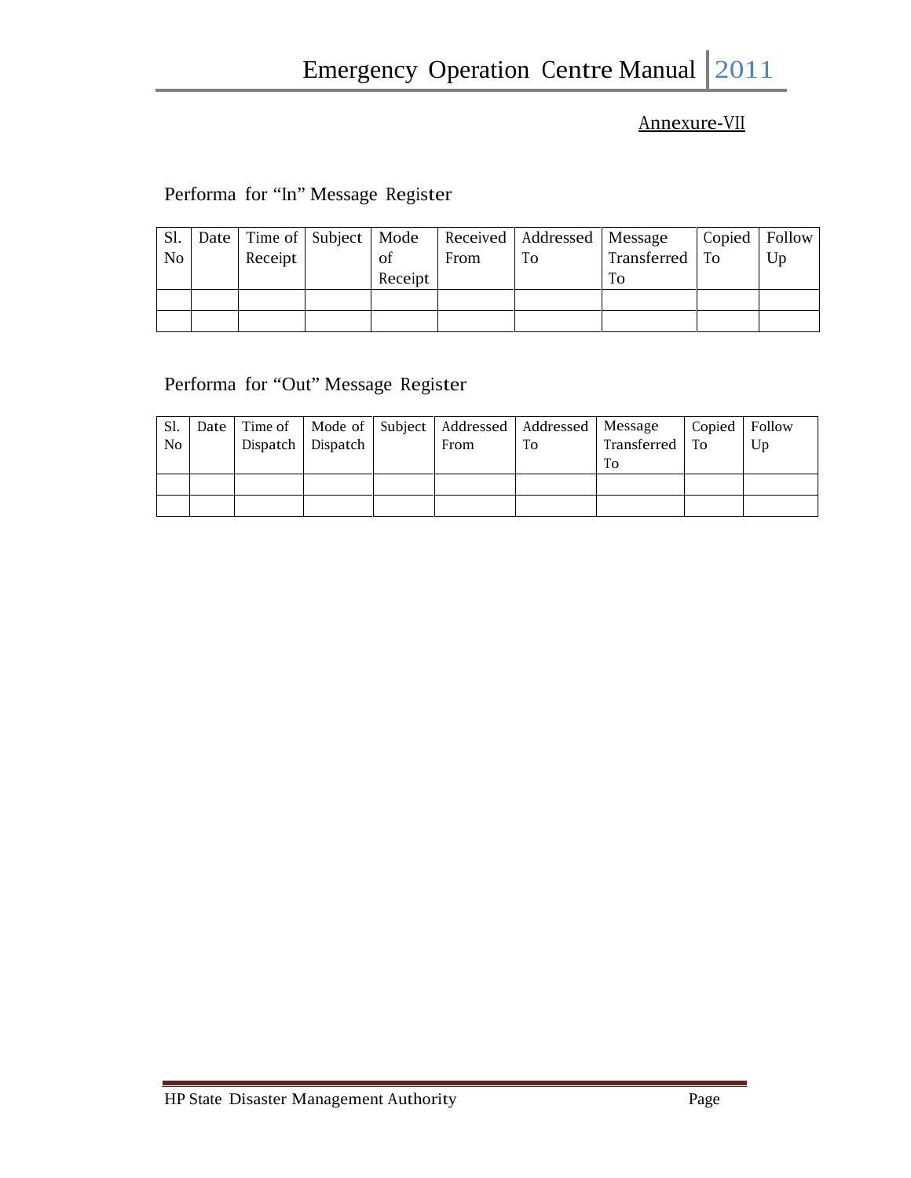Annexure-VII

## Performa for "In" Message Register

| Sl. No | Date | Time of Receipt | Subject | Mode of Receipt | Received From | Addressed To | Message Transferred To | Copied To | Follow Up |
|---|---|---|---|---|---|---|---|---|---|
| | | | | | | | | | |
| | | | | | | | | | |

## Performa for "Out" Message Register

| Sl. No | Date | Time of Dispatch | Mode of Dispatch | Subject | Addressed From | Addressed To | Message Transferred To | Copied To | Follow Up |
|---|---|---|---|---|---|---|---|---|---|
| | | | | | | | | | |
| | | | | | | | | | |